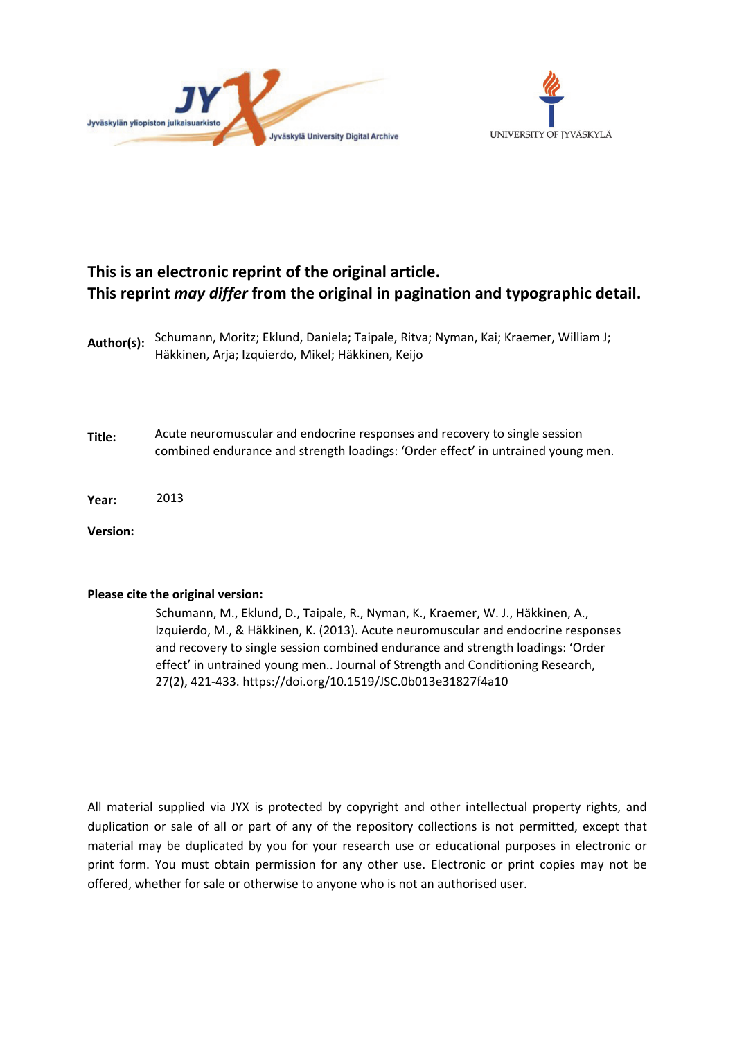**This is an electronic reprint of the original article.**
**This reprint *may differ* from the original in pagination and typographic detail.**

**Author(s):** Schumann, Moritz; Eklund, Daniela; Taipale, Ritva; Nyman, Kai; Kraemer, William J; Häkkinen, Arja; Izquierdo, Mikel; Häkkinen, Keijo

**Title:** Acute neuromuscular and endocrine responses and recovery to single session combined endurance and strength loadings: 'Order effect' in untrained young men.

**Year:** 2013

**Version:**

**Please cite the original version:**

Schumann, M., Eklund, D., Taipale, R., Nyman, K., Kraemer, W. J., Häkkinen, A., Izquierdo, M., & Häkkinen, K. (2013). Acute neuromuscular and endocrine responses and recovery to single session combined endurance and strength loadings: 'Order effect' in untrained young men.. Journal of Strength and Conditioning Research, 27(2), 421-433. https://doi.org/10.1519/JSC.0b013e31827f4a10

All material supplied via JYX is protected by copyright and other intellectual property rights, and duplication or sale of all or part of any of the repository collections is not permitted, except that material may be duplicated by you for your research use or educational purposes in electronic or print form. You must obtain permission for any other use. Electronic or print copies may not be offered, whether for sale or otherwise to anyone who is not an authorised user.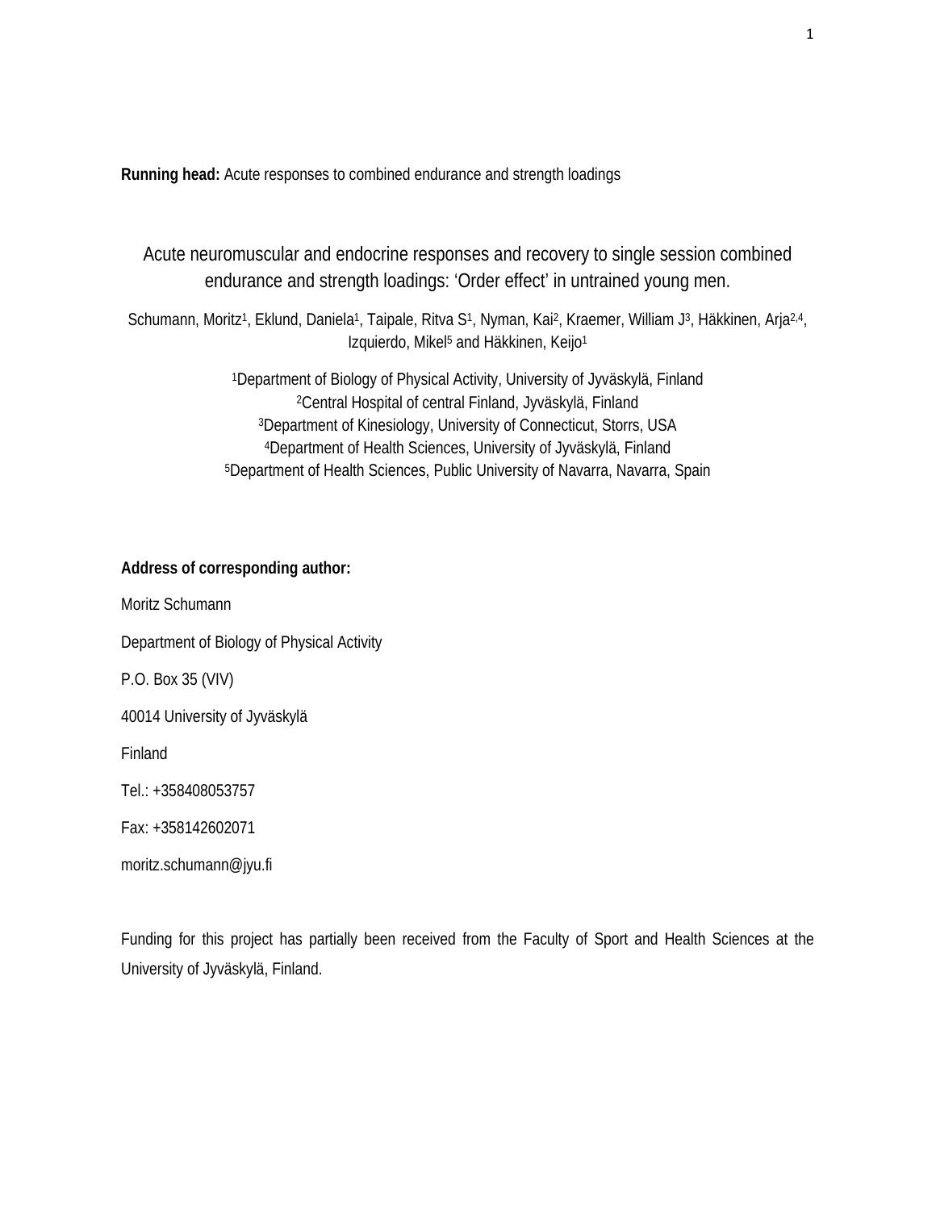**Running head:** Acute responses to combined endurance and strength loadings

# Acute neuromuscular and endocrine responses and recovery to single session combined endurance and strength loadings: 'Order effect' in untrained young men.

Schumann, Moritz[1], Eklund, Daniela[1], Taipale, Ritva S[1], Nyman, Kai[2], Kraemer, William J[3], Häkkinen, Arja[2,4], Izquierdo, Mikel[5] and Häkkinen, Keijo[1]

[1]Department of Biology of Physical Activity, University of Jyväskylä, Finland
[2]Central Hospital of central Finland, Jyväskylä, Finland
[3]Department of Kinesiology, University of Connecticut, Storrs, USA
[4]Department of Health Sciences, University of Jyväskylä, Finland
[5]Department of Health Sciences, Public University of Navarra, Navarra, Spain

**Address of corresponding author:**

Moritz Schumann

Department of Biology of Physical Activity

P.O. Box 35 (VIV)

40014 University of Jyväskylä

Finland

Tel.: +358408053757

Fax: +358142602071

moritz.schumann@jyu.fi

Funding for this project has partially been received from the Faculty of Sport and Health Sciences at the University of Jyväskylä, Finland.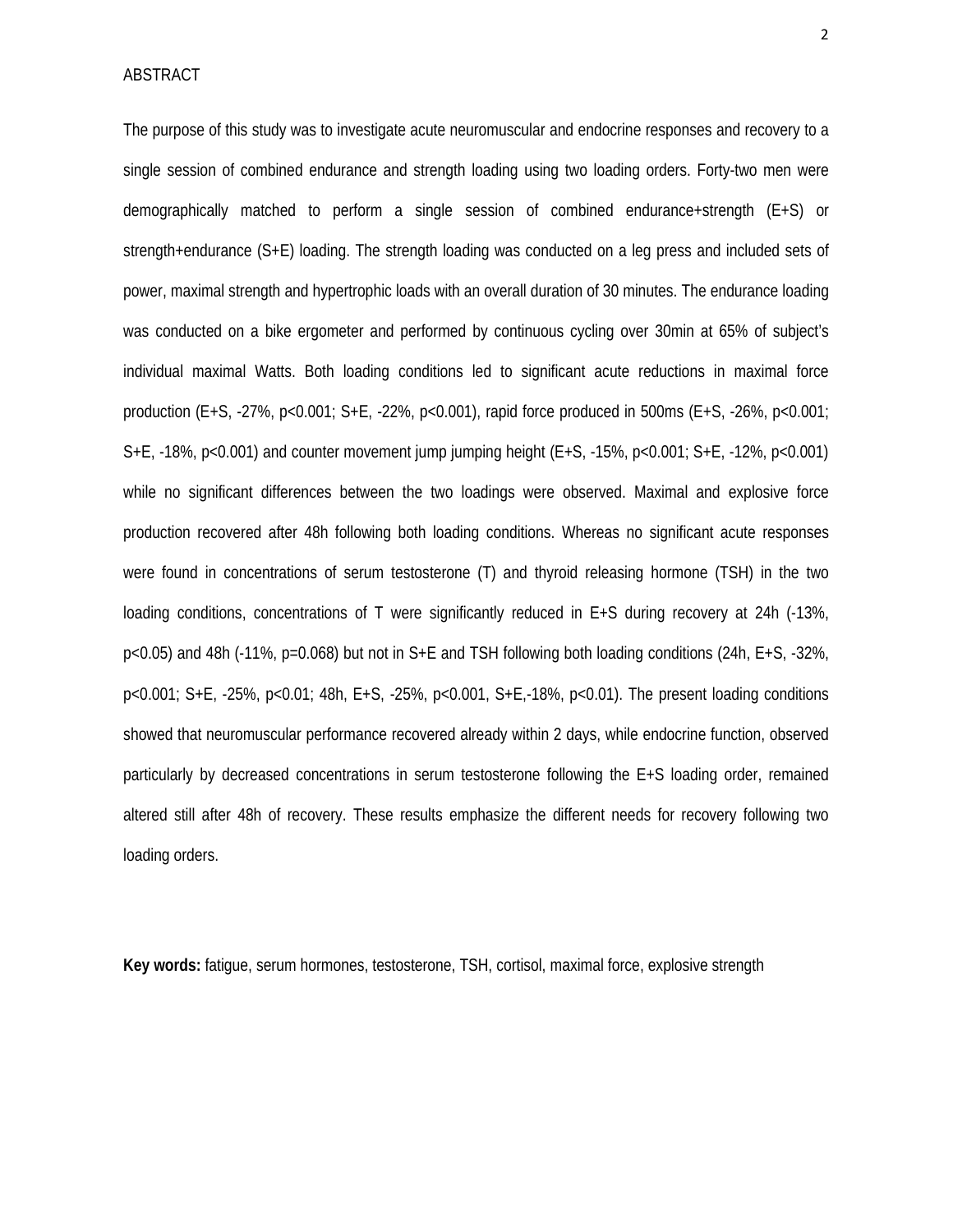# ABSTRACT

The purpose of this study was to investigate acute neuromuscular and endocrine responses and recovery to a single session of combined endurance and strength loading using two loading orders. Forty-two men were demographically matched to perform a single session of combined endurance+strength (E+S) or strength+endurance (S+E) loading. The strength loading was conducted on a leg press and included sets of power, maximal strength and hypertrophic loads with an overall duration of 30 minutes. The endurance loading was conducted on a bike ergometer and performed by continuous cycling over 30min at 65% of subject's individual maximal Watts. Both loading conditions led to significant acute reductions in maximal force production (E+S, -27%, $p<0.001$; S+E, -22%, $p<0.001$), rapid force produced in 500ms (E+S, -26%, $p<0.001$; S+E, -18%, $p<0.001$) and counter movement jump jumping height (E+S, -15%, $p<0.001$; S+E, -12%, $p<0.001$) while no significant differences between the two loadings were observed. Maximal and explosive force production recovered after 48h following both loading conditions. Whereas no significant acute responses were found in concentrations of serum testosterone (T) and thyroid releasing hormone (TSH) in the two loading conditions, concentrations of T were significantly reduced in E+S during recovery at 24h (-13%, $p<0.05$) and 48h (-11%, $p=0.068$) but not in S+E and TSH following both loading conditions (24h, E+S, -32%, $p<0.001$; S+E, -25%, $p<0.01$; 48h, E+S, -25%, $p<0.001$, S+E,-18%, $p<0.01$). The present loading conditions showed that neuromuscular performance recovered already within 2 days, while endocrine function, observed particularly by decreased concentrations in serum testosterone following the E+S loading order, remained altered still after 48h of recovery. These results emphasize the different needs for recovery following two loading orders.

**Key words:** fatigue, serum hormones, testosterone, TSH, cortisol, maximal force, explosive strength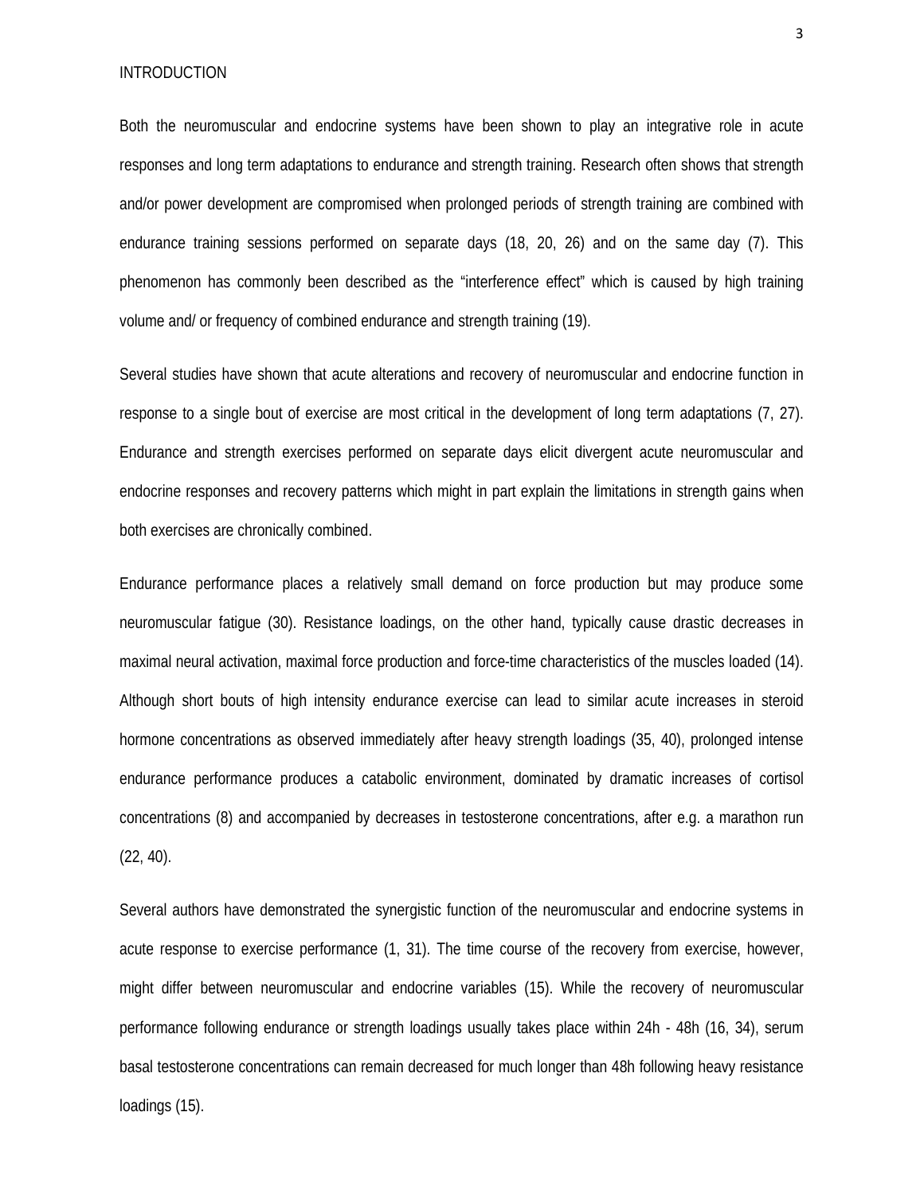# INTRODUCTION

Both the neuromuscular and endocrine systems have been shown to play an integrative role in acute responses and long term adaptations to endurance and strength training. Research often shows that strength and/or power development are compromised when prolonged periods of strength training are combined with endurance training sessions performed on separate days (18, 20, 26) and on the same day (7). This phenomenon has commonly been described as the "interference effect" which is caused by high training volume and/ or frequency of combined endurance and strength training (19).

Several studies have shown that acute alterations and recovery of neuromuscular and endocrine function in response to a single bout of exercise are most critical in the development of long term adaptations (7, 27). Endurance and strength exercises performed on separate days elicit divergent acute neuromuscular and endocrine responses and recovery patterns which might in part explain the limitations in strength gains when both exercises are chronically combined.

Endurance performance places a relatively small demand on force production but may produce some neuromuscular fatigue (30). Resistance loadings, on the other hand, typically cause drastic decreases in maximal neural activation, maximal force production and force-time characteristics of the muscles loaded (14). Although short bouts of high intensity endurance exercise can lead to similar acute increases in steroid hormone concentrations as observed immediately after heavy strength loadings (35, 40), prolonged intense endurance performance produces a catabolic environment, dominated by dramatic increases of cortisol concentrations (8) and accompanied by decreases in testosterone concentrations, after e.g. a marathon run (22, 40).

Several authors have demonstrated the synergistic function of the neuromuscular and endocrine systems in acute response to exercise performance (1, 31). The time course of the recovery from exercise, however, might differ between neuromuscular and endocrine variables (15). While the recovery of neuromuscular performance following endurance or strength loadings usually takes place within 24h - 48h (16, 34), serum basal testosterone concentrations can remain decreased for much longer than 48h following heavy resistance loadings (15).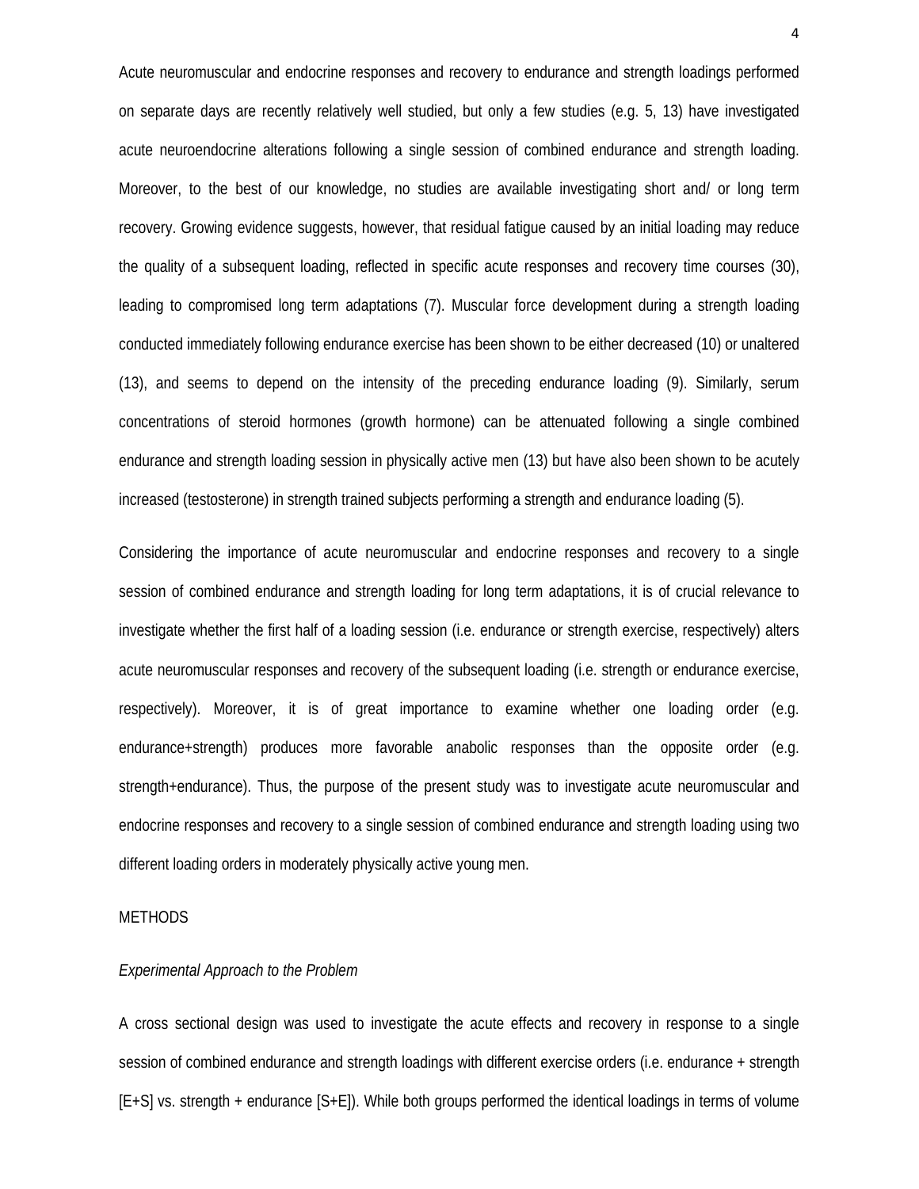Acute neuromuscular and endocrine responses and recovery to endurance and strength loadings performed on separate days are recently relatively well studied, but only a few studies (e.g. 5, 13) have investigated acute neuroendocrine alterations following a single session of combined endurance and strength loading. Moreover, to the best of our knowledge, no studies are available investigating short and/ or long term recovery. Growing evidence suggests, however, that residual fatigue caused by an initial loading may reduce the quality of a subsequent loading, reflected in specific acute responses and recovery time courses (30), leading to compromised long term adaptations (7). Muscular force development during a strength loading conducted immediately following endurance exercise has been shown to be either decreased (10) or unaltered (13), and seems to depend on the intensity of the preceding endurance loading (9). Similarly, serum concentrations of steroid hormones (growth hormone) can be attenuated following a single combined endurance and strength loading session in physically active men (13) but have also been shown to be acutely increased (testosterone) in strength trained subjects performing a strength and endurance loading (5).

Considering the importance of acute neuromuscular and endocrine responses and recovery to a single session of combined endurance and strength loading for long term adaptations, it is of crucial relevance to investigate whether the first half of a loading session (i.e. endurance or strength exercise, respectively) alters acute neuromuscular responses and recovery of the subsequent loading (i.e. strength or endurance exercise, respectively). Moreover, it is of great importance to examine whether one loading order (e.g. endurance+strength) produces more favorable anabolic responses than the opposite order (e.g. strength+endurance). Thus, the purpose of the present study was to investigate acute neuromuscular and endocrine responses and recovery to a single session of combined endurance and strength loading using two different loading orders in moderately physically active young men.

## METHODS

### *Experimental Approach to the Problem*

A cross sectional design was used to investigate the acute effects and recovery in response to a single session of combined endurance and strength loadings with different exercise orders (i.e. endurance + strength [E+S] vs. strength + endurance [S+E]). While both groups performed the identical loadings in terms of volume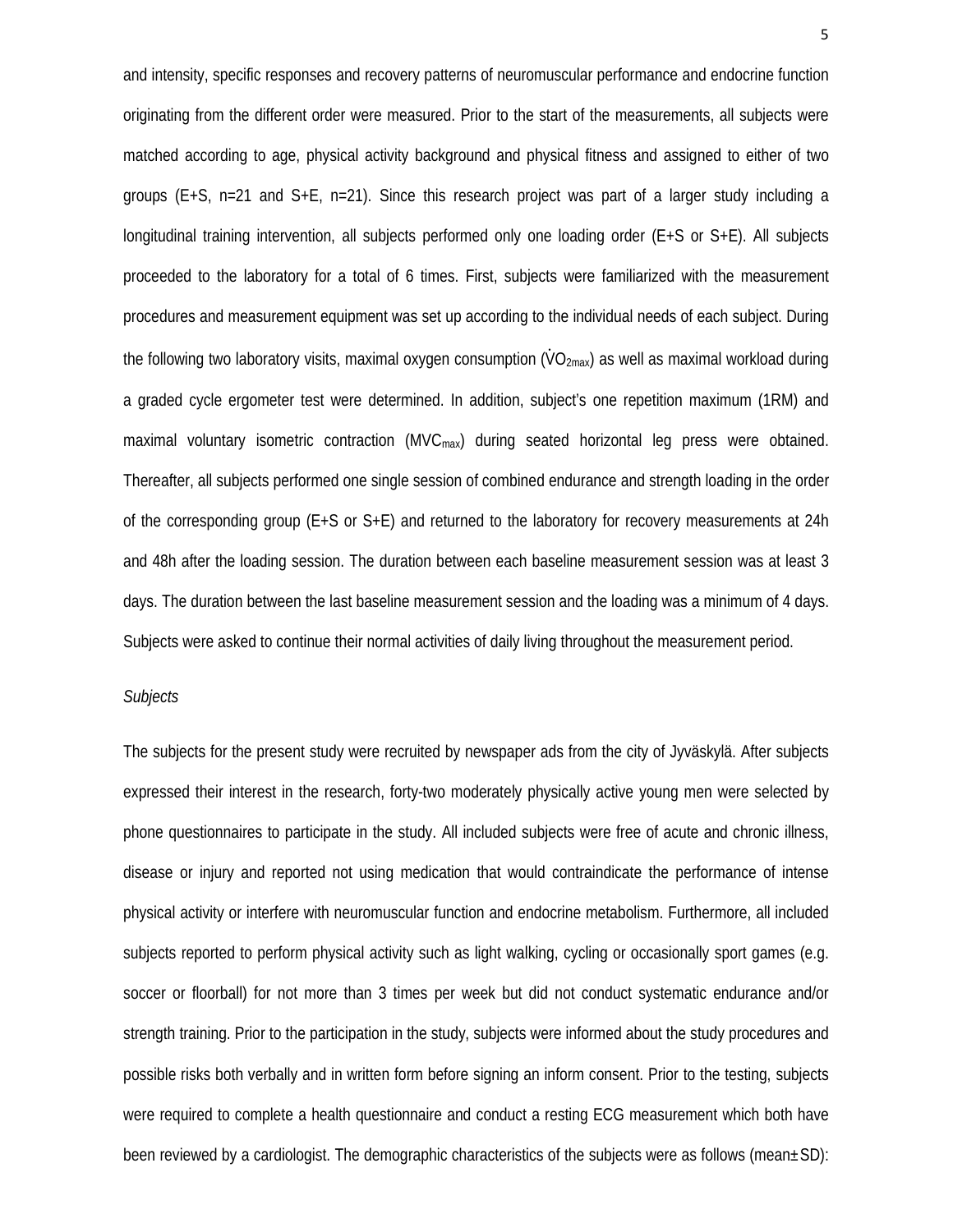and intensity, specific responses and recovery patterns of neuromuscular performance and endocrine function originating from the different order were measured. Prior to the start of the measurements, all subjects were matched according to age, physical activity background and physical fitness and assigned to either of two groups (E+S, n=21 and S+E, n=21). Since this research project was part of a larger study including a longitudinal training intervention, all subjects performed only one loading order (E+S or S+E). All subjects proceeded to the laboratory for a total of 6 times. First, subjects were familiarized with the measurement procedures and measurement equipment was set up according to the individual needs of each subject. During the following two laboratory visits, maximal oxygen consumption ($\dot{V}O_{2max}$) as well as maximal workload during a graded cycle ergometer test were determined. In addition, subject's one repetition maximum (1RM) and maximal voluntary isometric contraction ($MVC_{max}$) during seated horizontal leg press were obtained. Thereafter, all subjects performed one single session of combined endurance and strength loading in the order of the corresponding group (E+S or S+E) and returned to the laboratory for recovery measurements at 24h and 48h after the loading session. The duration between each baseline measurement session was at least 3 days. The duration between the last baseline measurement session and the loading was a minimum of 4 days. Subjects were asked to continue their normal activities of daily living throughout the measurement period.

*Subjects*

The subjects for the present study were recruited by newspaper ads from the city of Jyväskylä. After subjects expressed their interest in the research, forty-two moderately physically active young men were selected by phone questionnaires to participate in the study. All included subjects were free of acute and chronic illness, disease or injury and reported not using medication that would contraindicate the performance of intense physical activity or interfere with neuromuscular function and endocrine metabolism. Furthermore, all included subjects reported to perform physical activity such as light walking, cycling or occasionally sport games (e.g. soccer or floorball) for not more than 3 times per week but did not conduct systematic endurance and/or strength training. Prior to the participation in the study, subjects were informed about the study procedures and possible risks both verbally and in written form before signing an inform consent. Prior to the testing, subjects were required to complete a health questionnaire and conduct a resting ECG measurement which both have been reviewed by a cardiologist. The demographic characteristics of the subjects were as follows (mean±SD):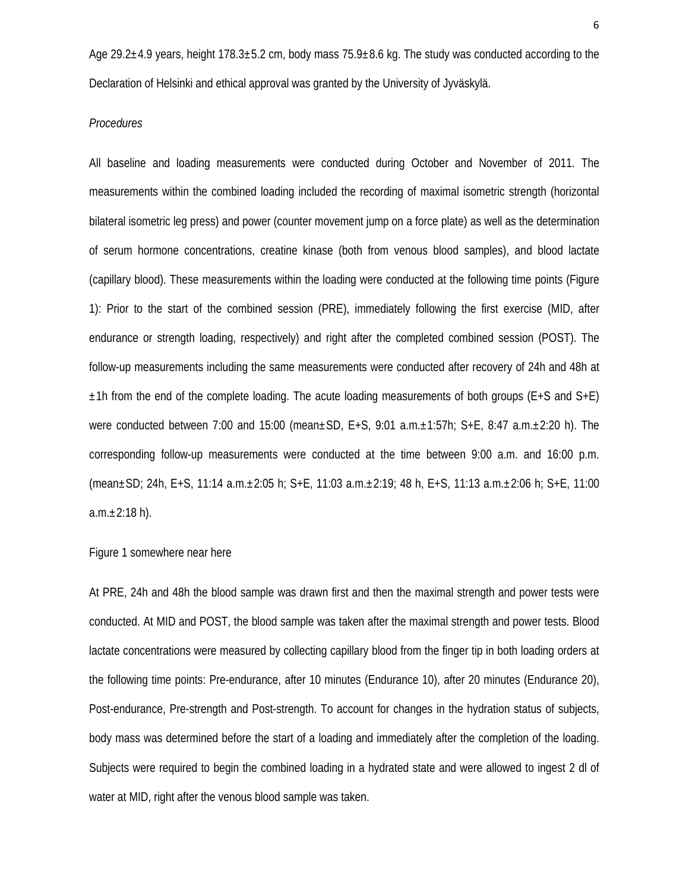Age 29.2±4.9 years, height 178.3±5.2 cm, body mass 75.9±8.6 kg. The study was conducted according to the Declaration of Helsinki and ethical approval was granted by the University of Jyväskylä.

*Procedures*

All baseline and loading measurements were conducted during October and November of 2011. The measurements within the combined loading included the recording of maximal isometric strength (horizontal bilateral isometric leg press) and power (counter movement jump on a force plate) as well as the determination of serum hormone concentrations, creatine kinase (both from venous blood samples), and blood lactate (capillary blood). These measurements within the loading were conducted at the following time points (Figure 1): Prior to the start of the combined session (PRE), immediately following the first exercise (MID, after endurance or strength loading, respectively) and right after the completed combined session (POST). The follow-up measurements including the same measurements were conducted after recovery of 24h and 48h at ±1h from the end of the complete loading. The acute loading measurements of both groups (E+S and S+E) were conducted between 7:00 and 15:00 (mean±SD, E+S, 9:01 a.m.±1:57h; S+E, 8:47 a.m.±2:20 h). The corresponding follow-up measurements were conducted at the time between 9:00 a.m. and 16:00 p.m. (mean±SD; 24h, E+S, 11:14 a.m.±2:05 h; S+E, 11:03 a.m.±2:19; 48 h, E+S, 11:13 a.m.±2:06 h; S+E, 11:00 a.m.±2:18 h).

Figure 1 somewhere near here

At PRE, 24h and 48h the blood sample was drawn first and then the maximal strength and power tests were conducted. At MID and POST, the blood sample was taken after the maximal strength and power tests. Blood lactate concentrations were measured by collecting capillary blood from the finger tip in both loading orders at the following time points: Pre-endurance, after 10 minutes (Endurance 10), after 20 minutes (Endurance 20), Post-endurance, Pre-strength and Post-strength. To account for changes in the hydration status of subjects, body mass was determined before the start of a loading and immediately after the completion of the loading. Subjects were required to begin the combined loading in a hydrated state and were allowed to ingest 2 dl of water at MID, right after the venous blood sample was taken.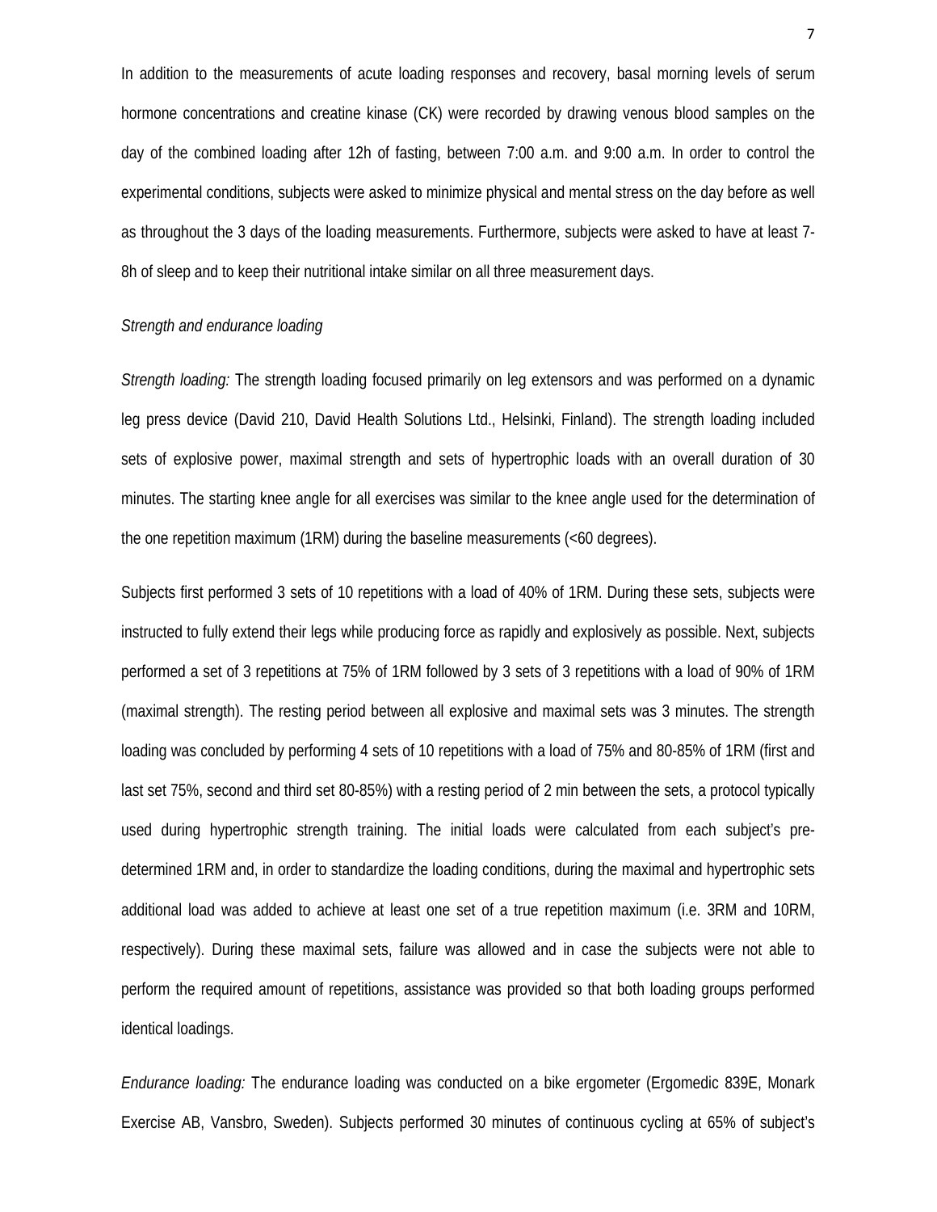In addition to the measurements of acute loading responses and recovery, basal morning levels of serum hormone concentrations and creatine kinase (CK) were recorded by drawing venous blood samples on the day of the combined loading after 12h of fasting, between 7:00 a.m. and 9:00 a.m. In order to control the experimental conditions, subjects were asked to minimize physical and mental stress on the day before as well as throughout the 3 days of the loading measurements. Furthermore, subjects were asked to have at least 7-8h of sleep and to keep their nutritional intake similar on all three measurement days.

*Strength and endurance loading*

*Strength loading:* The strength loading focused primarily on leg extensors and was performed on a dynamic leg press device (David 210, David Health Solutions Ltd., Helsinki, Finland). The strength loading included sets of explosive power, maximal strength and sets of hypertrophic loads with an overall duration of 30 minutes. The starting knee angle for all exercises was similar to the knee angle used for the determination of the one repetition maximum (1RM) during the baseline measurements (<60 degrees).

Subjects first performed 3 sets of 10 repetitions with a load of 40% of 1RM. During these sets, subjects were instructed to fully extend their legs while producing force as rapidly and explosively as possible. Next, subjects performed a set of 3 repetitions at 75% of 1RM followed by 3 sets of 3 repetitions with a load of 90% of 1RM (maximal strength). The resting period between all explosive and maximal sets was 3 minutes. The strength loading was concluded by performing 4 sets of 10 repetitions with a load of 75% and 80-85% of 1RM (first and last set 75%, second and third set 80-85%) with a resting period of 2 min between the sets, a protocol typically used during hypertrophic strength training. The initial loads were calculated from each subject's pre-determined 1RM and, in order to standardize the loading conditions, during the maximal and hypertrophic sets additional load was added to achieve at least one set of a true repetition maximum (i.e. 3RM and 10RM, respectively). During these maximal sets, failure was allowed and in case the subjects were not able to perform the required amount of repetitions, assistance was provided so that both loading groups performed identical loadings.

*Endurance loading:* The endurance loading was conducted on a bike ergometer (Ergomedic 839E, Monark Exercise AB, Vansbro, Sweden). Subjects performed 30 minutes of continuous cycling at 65% of subject's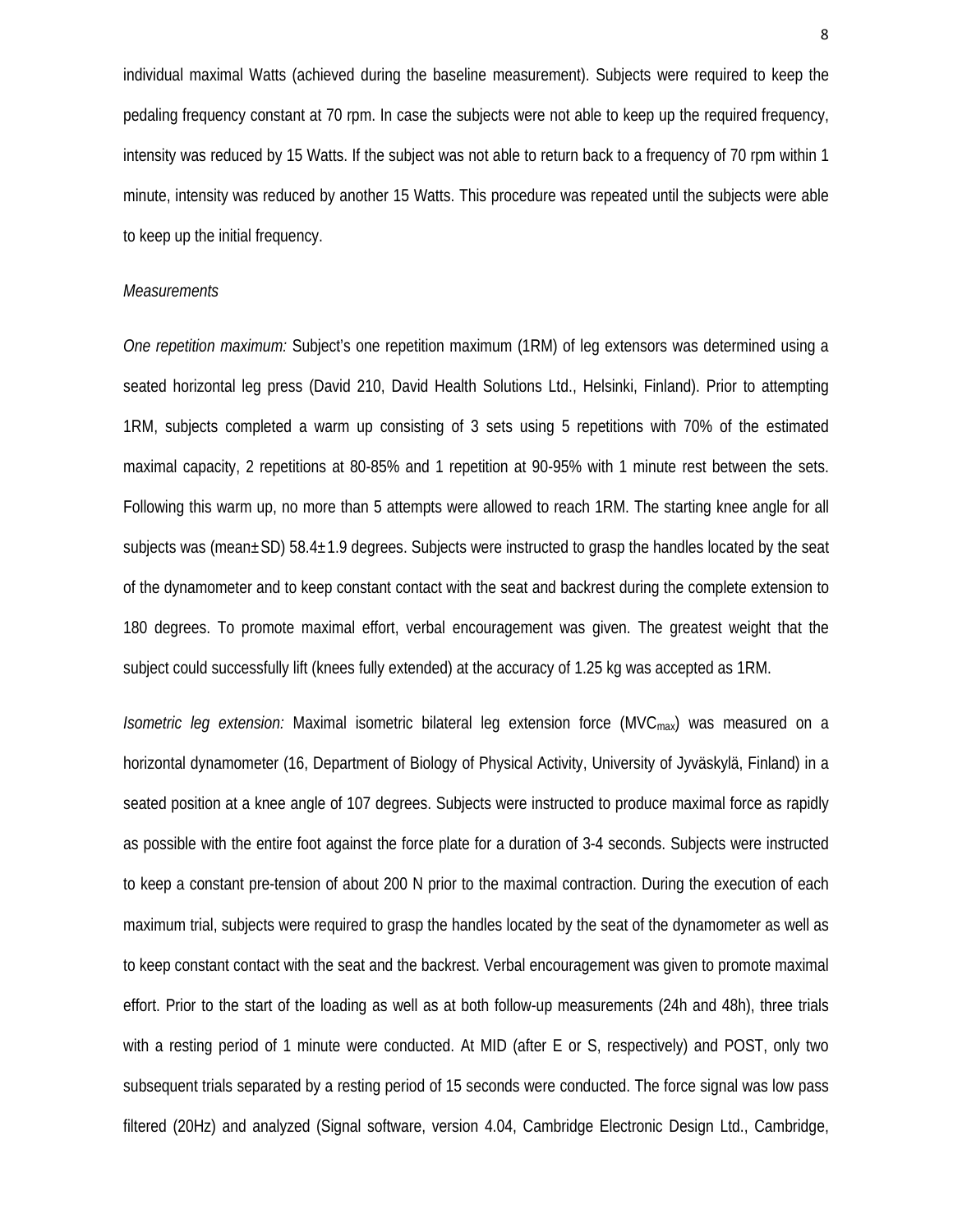individual maximal Watts (achieved during the baseline measurement). Subjects were required to keep the pedaling frequency constant at 70 rpm. In case the subjects were not able to keep up the required frequency, intensity was reduced by 15 Watts. If the subject was not able to return back to a frequency of 70 rpm within 1 minute, intensity was reduced by another 15 Watts. This procedure was repeated until the subjects were able to keep up the initial frequency.

*Measurements*

*One repetition maximum:* Subject's one repetition maximum (1RM) of leg extensors was determined using a seated horizontal leg press (David 210, David Health Solutions Ltd., Helsinki, Finland). Prior to attempting 1RM, subjects completed a warm up consisting of 3 sets using 5 repetitions with 70% of the estimated maximal capacity, 2 repetitions at 80-85% and 1 repetition at 90-95% with 1 minute rest between the sets. Following this warm up, no more than 5 attempts were allowed to reach 1RM. The starting knee angle for all subjects was (mean±SD) 58.4±1.9 degrees. Subjects were instructed to grasp the handles located by the seat of the dynamometer and to keep constant contact with the seat and backrest during the complete extension to 180 degrees. To promote maximal effort, verbal encouragement was given. The greatest weight that the subject could successfully lift (knees fully extended) at the accuracy of 1.25 kg was accepted as 1RM.

*Isometric leg extension:* Maximal isometric bilateral leg extension force ($MVC_{max}$) was measured on a horizontal dynamometer (16, Department of Biology of Physical Activity, University of Jyväskylä, Finland) in a seated position at a knee angle of 107 degrees. Subjects were instructed to produce maximal force as rapidly as possible with the entire foot against the force plate for a duration of 3-4 seconds. Subjects were instructed to keep a constant pre-tension of about 200 N prior to the maximal contraction. During the execution of each maximum trial, subjects were required to grasp the handles located by the seat of the dynamometer as well as to keep constant contact with the seat and the backrest. Verbal encouragement was given to promote maximal effort. Prior to the start of the loading as well as at both follow-up measurements (24h and 48h), three trials with a resting period of 1 minute were conducted. At MID (after E or S, respectively) and POST, only two subsequent trials separated by a resting period of 15 seconds were conducted. The force signal was low pass filtered (20Hz) and analyzed (Signal software, version 4.04, Cambridge Electronic Design Ltd., Cambridge,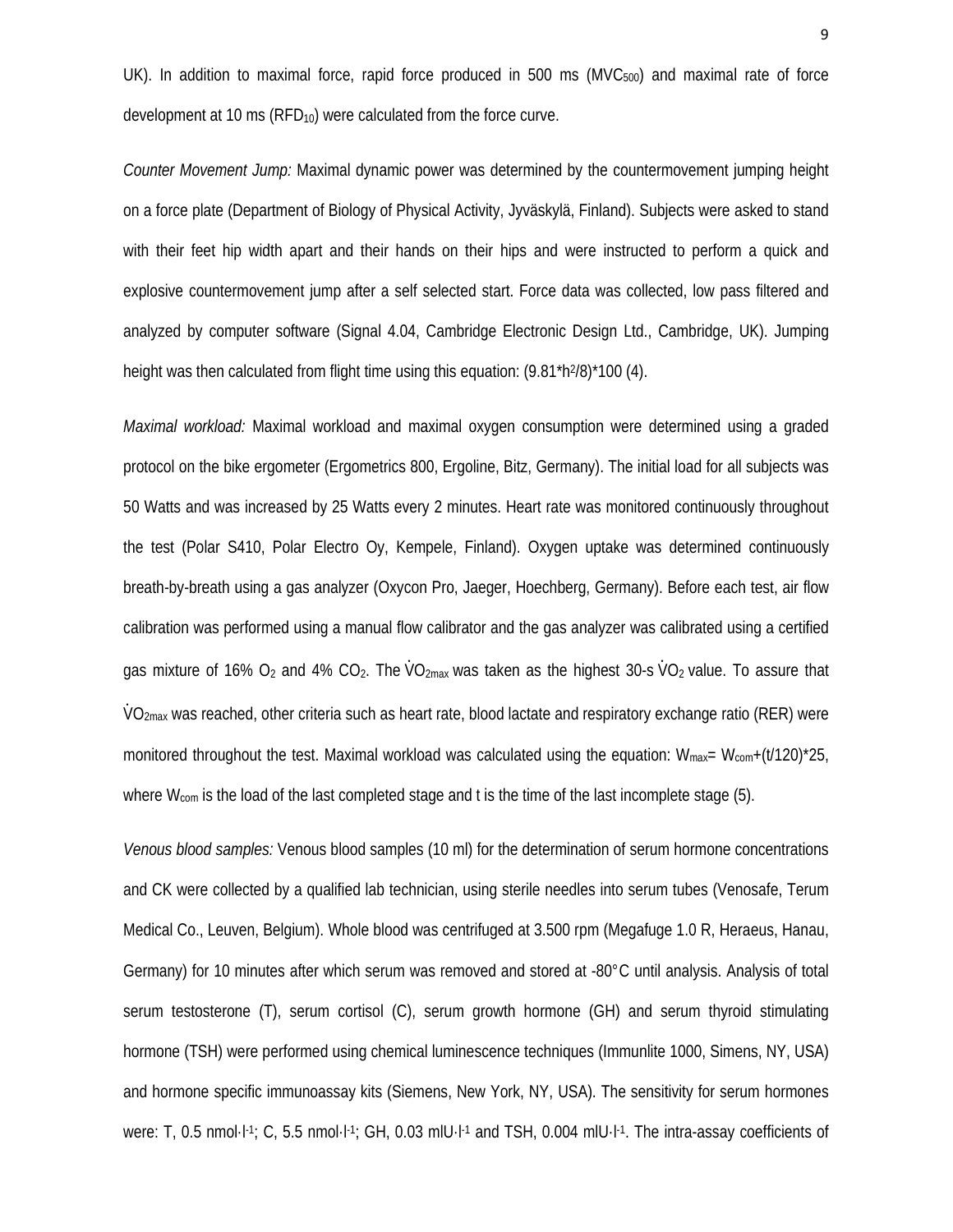UK). In addition to maximal force, rapid force produced in 500 ms ($MVC_{500}$) and maximal rate of force development at 10 ms ($RFD_{10}$) were calculated from the force curve.

*Counter Movement Jump:* Maximal dynamic power was determined by the countermovement jumping height on a force plate (Department of Biology of Physical Activity, Jyväskylä, Finland). Subjects were asked to stand with their feet hip width apart and their hands on their hips and were instructed to perform a quick and explosive countermovement jump after a self selected start. Force data was collected, low pass filtered and analyzed by computer software (Signal 4.04, Cambridge Electronic Design Ltd., Cambridge, UK). Jumping height was then calculated from flight time using this equation: $(9.81*h^2/8)*100$ (4).

*Maximal workload:* Maximal workload and maximal oxygen consumption were determined using a graded protocol on the bike ergometer (Ergometrics 800, Ergoline, Bitz, Germany). The initial load for all subjects was 50 Watts and was increased by 25 Watts every 2 minutes. Heart rate was monitored continuously throughout the test (Polar S410, Polar Electro Oy, Kempele, Finland). Oxygen uptake was determined continuously breath-by-breath using a gas analyzer (Oxycon Pro, Jaeger, Hoechberg, Germany). Before each test, air flow calibration was performed using a manual flow calibrator and the gas analyzer was calibrated using a certified gas mixture of 16% $O_2$ and 4% $CO_2$. The $\dot{V}O_{2max}$ was taken as the highest 30-s $\dot{V}O_2$ value. To assure that $\dot{V}O_{2max}$ was reached, other criteria such as heart rate, blood lactate and respiratory exchange ratio (RER) were monitored throughout the test. Maximal workload was calculated using the equation: $W_{max}= W_{com}+(t/120)*25$, where $W_{com}$ is the load of the last completed stage and t is the time of the last incomplete stage (5).

*Venous blood samples:* Venous blood samples (10 ml) for the determination of serum hormone concentrations and CK were collected by a qualified lab technician, using sterile needles into serum tubes (Venosafe, Terum Medical Co., Leuven, Belgium). Whole blood was centrifuged at 3.500 rpm (Megafuge 1.0 R, Heraeus, Hanau, Germany) for 10 minutes after which serum was removed and stored at -80°C until analysis. Analysis of total serum testosterone (T), serum cortisol (C), serum growth hormone (GH) and serum thyroid stimulating hormone (TSH) were performed using chemical luminescence techniques (Immunlite 1000, Simens, NY, USA) and hormone specific immunoassay kits (Siemens, New York, NY, USA). The sensitivity for serum hormones were: T, 0.5 $nmol \cdot l^{-1}$; C, 5.5 $nmol \cdot l^{-1}$; GH, 0.03 $mlU \cdot l^{-1}$ and TSH, 0.004 $mlU \cdot l^{-1}$. The intra-assay coefficients of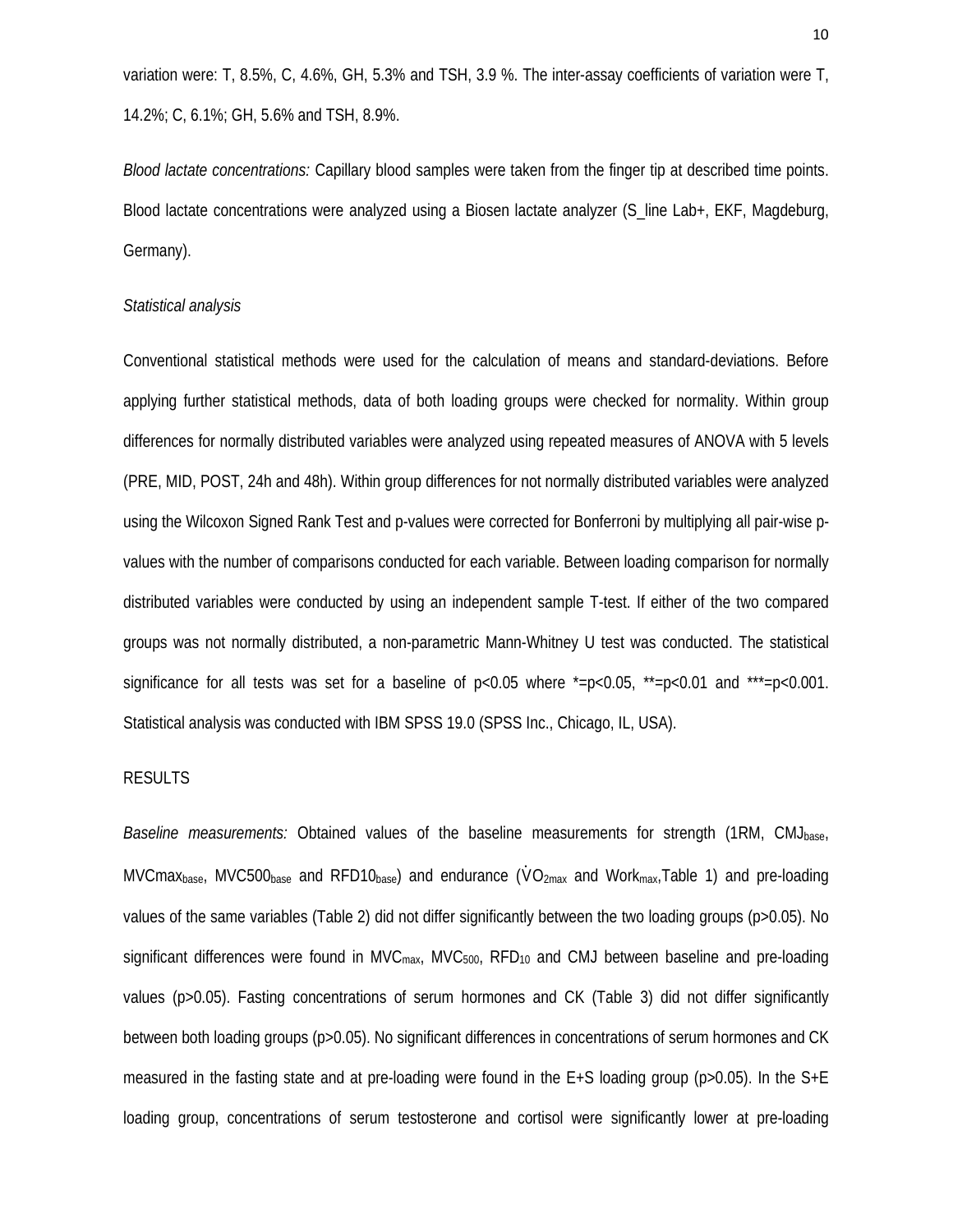variation were: T, 8.5%, C, 4.6%, GH, 5.3% and TSH, 3.9 %. The inter-assay coefficients of variation were T, 14.2%; C, 6.1%; GH, 5.6% and TSH, 8.9%.

*Blood lactate concentrations:* Capillary blood samples were taken from the finger tip at described time points. Blood lactate concentrations were analyzed using a Biosen lactate analyzer (S_line Lab+, EKF, Magdeburg, Germany).

*Statistical analysis*

Conventional statistical methods were used for the calculation of means and standard-deviations. Before applying further statistical methods, data of both loading groups were checked for normality. Within group differences for normally distributed variables were analyzed using repeated measures of ANOVA with 5 levels (PRE, MID, POST, 24h and 48h). Within group differences for not normally distributed variables were analyzed using the Wilcoxon Signed Rank Test and p-values were corrected for Bonferroni by multiplying all pair-wise p-values with the number of comparisons conducted for each variable. Between loading comparison for normally distributed variables were conducted by using an independent sample T-test. If either of the two compared groups was not normally distributed, a non-parametric Mann-Whitney U test was conducted. The statistical significance for all tests was set for a baseline of $p<0.05$ where *=$p<0.05$, **=$p<0.01$ and ***=$p<0.001$. Statistical analysis was conducted with IBM SPSS 19.0 (SPSS Inc., Chicago, IL, USA).

RESULTS

*Baseline measurements:* Obtained values of the baseline measurements for strength (1RM, $CMJ_{base}$, $MVCmax_{base}$, $MVC500_{base}$ and $RFD10_{base}$) and endurance ($\dot{V}O_{2max}$ and $Work_{max}$,Table 1) and pre-loading values of the same variables (Table 2) did not differ significantly between the two loading groups ($p>0.05$). No significant differences were found in $MVC_{max}$, $MVC_{500}$, $RFD_{10}$ and CMJ between baseline and pre-loading values ($p>0.05$). Fasting concentrations of serum hormones and CK (Table 3) did not differ significantly between both loading groups ($p>0.05$). No significant differences in concentrations of serum hormones and CK measured in the fasting state and at pre-loading were found in the E+S loading group ($p>0.05$). In the S+E loading group, concentrations of serum testosterone and cortisol were significantly lower at pre-loading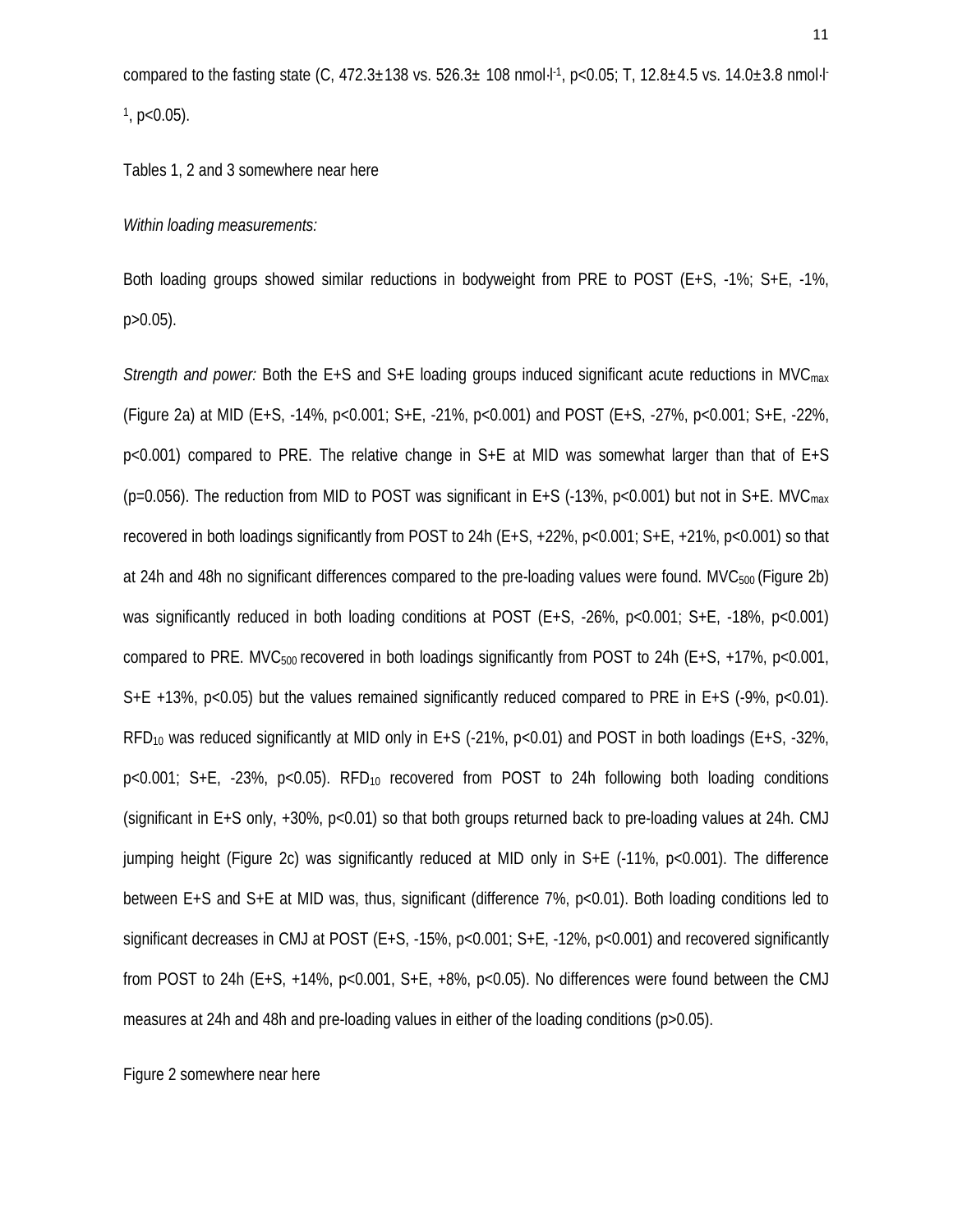compared to the fasting state (C, 472.3±138 vs. 526.3± 108 nmol·l$^{-1}$, $p<0.05$; T, 12.8±4.5 vs. 14.0±3.8 nmol·l$^{-1}$, $p<0.05$).

Tables 1, 2 and 3 somewhere near here

*Within loading measurements:*

Both loading groups showed similar reductions in bodyweight from PRE to POST (E+S, -1%; S+E, -1%, $p>0.05$).

*Strength and power:* Both the E+S and S+E loading groups induced significant acute reductions in $MVC_{max}$ (Figure 2a) at MID (E+S, -14%, $p<0.001$; S+E, -21%, $p<0.001$) and POST (E+S, -27%, $p<0.001$; S+E, -22%, $p<0.001$) compared to PRE. The relative change in S+E at MID was somewhat larger than that of E+S ($p=0.056$). The reduction from MID to POST was significant in E+S (-13%, $p<0.001$) but not in S+E. $MVC_{max}$ recovered in both loadings significantly from POST to 24h (E+S, +22%, $p<0.001$; S+E, +21%, $p<0.001$) so that at 24h and 48h no significant differences compared to the pre-loading values were found. $MVC_{500}$ (Figure 2b) was significantly reduced in both loading conditions at POST (E+S, -26%, $p<0.001$; S+E, -18%, $p<0.001$) compared to PRE. $MVC_{500}$ recovered in both loadings significantly from POST to 24h (E+S, +17%, $p<0.001$, S+E +13%, $p<0.05$) but the values remained significantly reduced compared to PRE in E+S (-9%, $p<0.01$). $RFD_{10}$ was reduced significantly at MID only in E+S (-21%, $p<0.01$) and POST in both loadings (E+S, -32%, $p<0.001$; S+E, -23%, $p<0.05$). $RFD_{10}$ recovered from POST to 24h following both loading conditions (significant in E+S only, +30%, $p<0.01$) so that both groups returned back to pre-loading values at 24h. CMJ jumping height (Figure 2c) was significantly reduced at MID only in S+E (-11%, $p<0.001$). The difference between E+S and S+E at MID was, thus, significant (difference 7%, $p<0.01$). Both loading conditions led to significant decreases in CMJ at POST (E+S, -15%, $p<0.001$; S+E, -12%, $p<0.001$) and recovered significantly from POST to 24h (E+S, +14%, $p<0.001$, S+E, +8%, $p<0.05$). No differences were found between the CMJ measures at 24h and 48h and pre-loading values in either of the loading conditions ($p>0.05$).

Figure 2 somewhere near here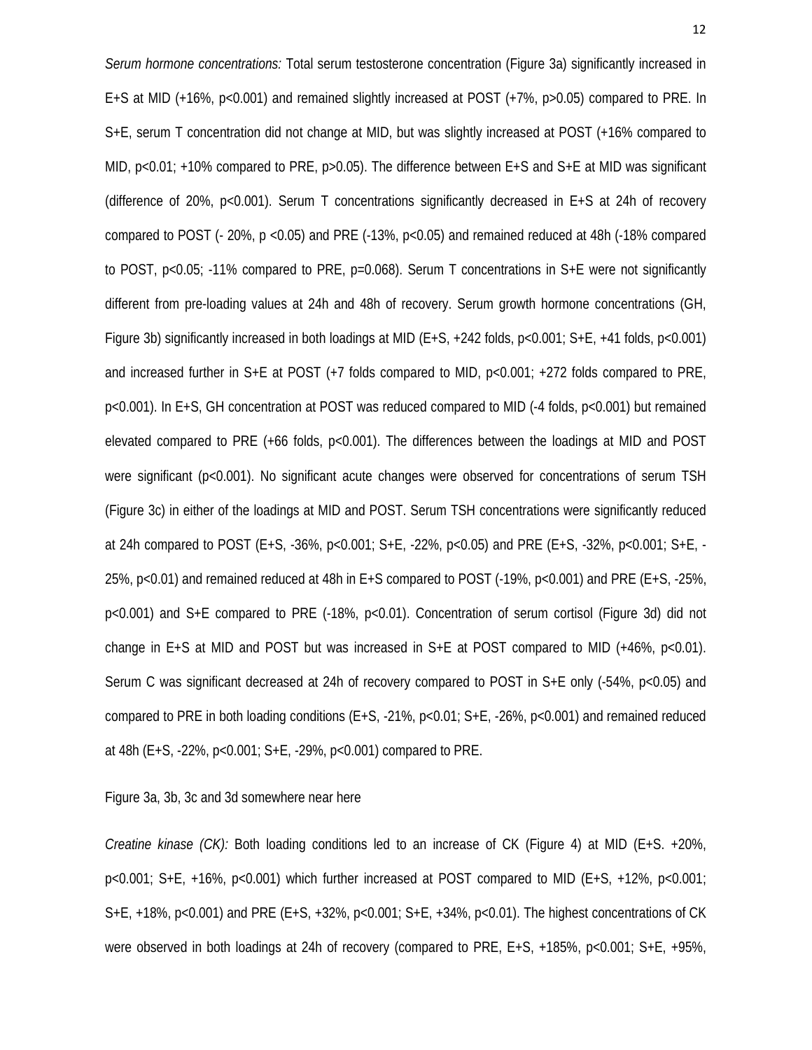*Serum hormone concentrations:* Total serum testosterone concentration (Figure 3a) significantly increased in E+S at MID (+16%, $p<0.001$) and remained slightly increased at POST (+7%, $p>0.05$) compared to PRE. In S+E, serum T concentration did not change at MID, but was slightly increased at POST (+16% compared to MID, $p<0.01$; +10% compared to PRE, $p>0.05$). The difference between E+S and S+E at MID was significant (difference of 20%, $p<0.001$). Serum T concentrations significantly decreased in E+S at 24h of recovery compared to POST (- 20%, $p <0.05$) and PRE (-13%, $p<0.05$) and remained reduced at 48h (-18% compared to POST, $p<0.05$; -11% compared to PRE, $p=0.068$). Serum T concentrations in S+E were not significantly different from pre-loading values at 24h and 48h of recovery. Serum growth hormone concentrations (GH, Figure 3b) significantly increased in both loadings at MID (E+S, +242 folds, $p<0.001$; S+E, +41 folds, $p<0.001$) and increased further in S+E at POST (+7 folds compared to MID, $p<0.001$; +272 folds compared to PRE, $p<0.001$). In E+S, GH concentration at POST was reduced compared to MID (-4 folds, $p<0.001$) but remained elevated compared to PRE (+66 folds, $p<0.001$). The differences between the loadings at MID and POST were significant ($p<0.001$). No significant acute changes were observed for concentrations of serum TSH (Figure 3c) in either of the loadings at MID and POST. Serum TSH concentrations were significantly reduced at 24h compared to POST (E+S, -36%, $p<0.001$; S+E, -22%, $p<0.05$) and PRE (E+S, -32%, $p<0.001$; S+E, -25%, $p<0.01$) and remained reduced at 48h in E+S compared to POST (-19%, $p<0.001$) and PRE (E+S, -25%, $p<0.001$) and S+E compared to PRE (-18%, $p<0.01$). Concentration of serum cortisol (Figure 3d) did not change in E+S at MID and POST but was increased in S+E at POST compared to MID (+46%, $p<0.01$). Serum C was significant decreased at 24h of recovery compared to POST in S+E only (-54%, $p<0.05$) and compared to PRE in both loading conditions (E+S, -21%, $p<0.01$; S+E, -26%, $p<0.001$) and remained reduced at 48h (E+S, -22%, $p<0.001$; S+E, -29%, $p<0.001$) compared to PRE.

Figure 3a, 3b, 3c and 3d somewhere near here

*Creatine kinase (CK):* Both loading conditions led to an increase of CK (Figure 4) at MID (E+S. +20%, $p<0.001$; S+E, +16%, $p<0.001$) which further increased at POST compared to MID (E+S, +12%, $p<0.001$; S+E, +18%, $p<0.001$) and PRE (E+S, +32%, $p<0.001$; S+E, +34%, $p<0.01$). The highest concentrations of CK were observed in both loadings at 24h of recovery (compared to PRE, E+S, +185%, $p<0.001$; S+E, +95%,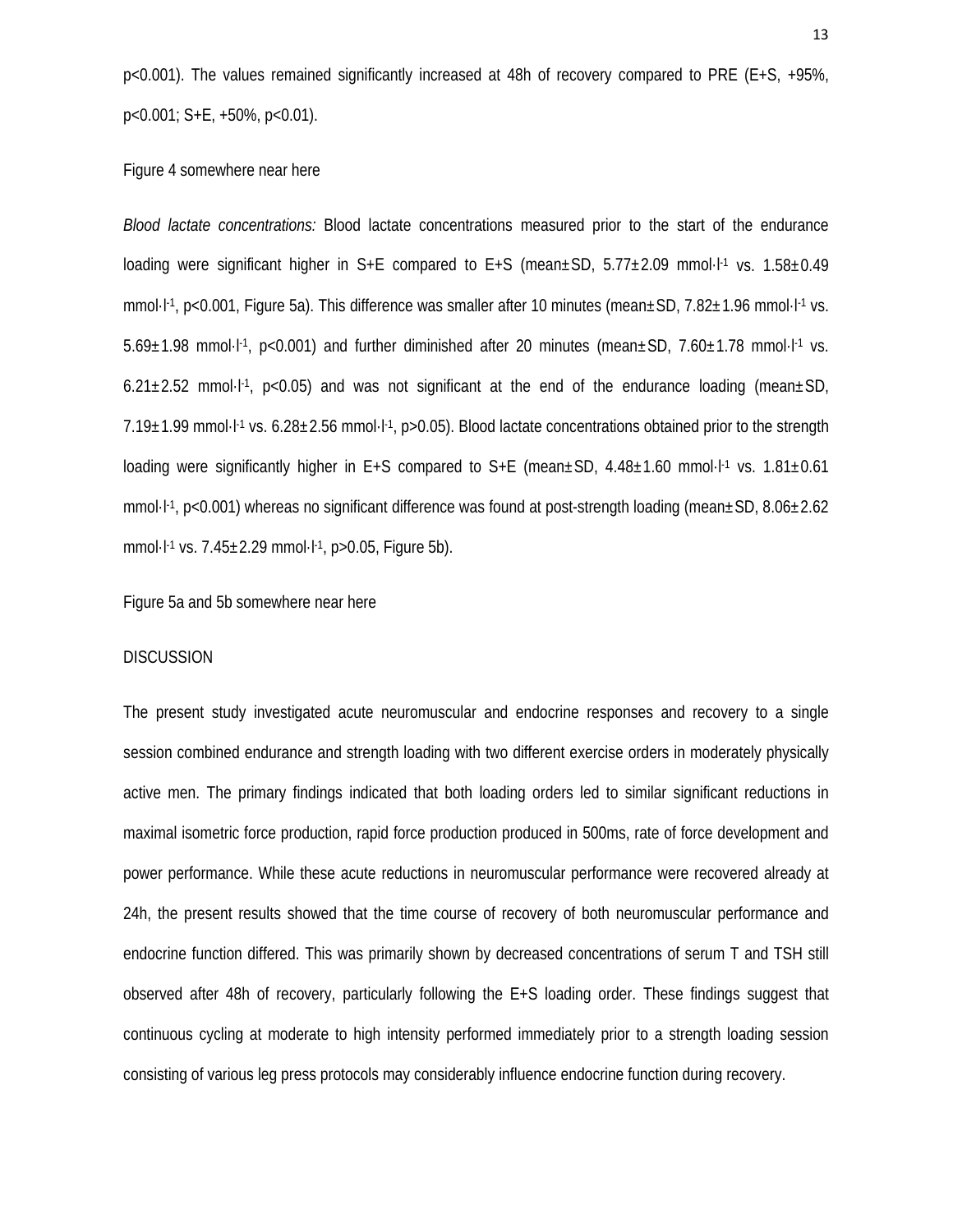p<0.001). The values remained significantly increased at 48h of recovery compared to PRE (E+S, +95%, p<0.001; S+E, +50%, p<0.01).

Figure 4 somewhere near here

*Blood lactate concentrations:* Blood lactate concentrations measured prior to the start of the endurance loading were significant higher in S+E compared to E+S (mean±SD, 5.77±2.09 mmol·l$^{-1}$ vs. 1.58±0.49 mmol·l$^{-1}$, p<0.001, Figure 5a). This difference was smaller after 10 minutes (mean±SD, 7.82±1.96 mmol·l$^{-1}$ vs. 5.69±1.98 mmol·l$^{-1}$, p<0.001) and further diminished after 20 minutes (mean±SD, 7.60±1.78 mmol·l$^{-1}$ vs. 6.21±2.52 mmol·l$^{-1}$, p<0.05) and was not significant at the end of the endurance loading (mean±SD, 7.19±1.99 mmol·l$^{-1}$ vs. 6.28±2.56 mmol·l$^{-1}$, p>0.05). Blood lactate concentrations obtained prior to the strength loading were significantly higher in E+S compared to S+E (mean±SD, 4.48±1.60 mmol·l$^{-1}$ vs. 1.81±0.61 mmol·l$^{-1}$, p<0.001) whereas no significant difference was found at post-strength loading (mean±SD, 8.06±2.62 mmol·l$^{-1}$ vs. 7.45±2.29 mmol·l$^{-1}$, p>0.05, Figure 5b).

Figure 5a and 5b somewhere near here

## DISCUSSION

The present study investigated acute neuromuscular and endocrine responses and recovery to a single session combined endurance and strength loading with two different exercise orders in moderately physically active men. The primary findings indicated that both loading orders led to similar significant reductions in maximal isometric force production, rapid force production produced in 500ms, rate of force development and power performance. While these acute reductions in neuromuscular performance were recovered already at 24h, the present results showed that the time course of recovery of both neuromuscular performance and endocrine function differed. This was primarily shown by decreased concentrations of serum T and TSH still observed after 48h of recovery, particularly following the E+S loading order. These findings suggest that continuous cycling at moderate to high intensity performed immediately prior to a strength loading session consisting of various leg press protocols may considerably influence endocrine function during recovery.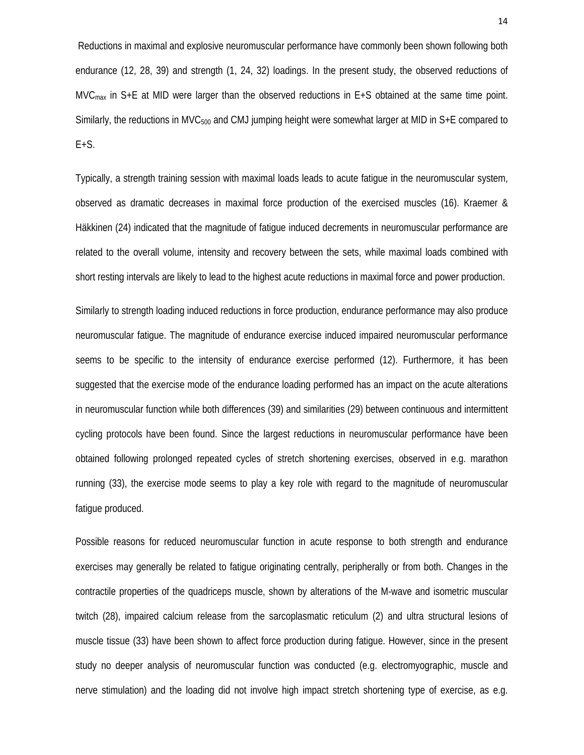Reductions in maximal and explosive neuromuscular performance have commonly been shown following both endurance (12, 28, 39) and strength (1, 24, 32) loadings. In the present study, the observed reductions of $MVC_{max}$ in S+E at MID were larger than the observed reductions in E+S obtained at the same time point. Similarly, the reductions in $MVC_{500}$ and CMJ jumping height were somewhat larger at MID in S+E compared to E+S.

Typically, a strength training session with maximal loads leads to acute fatigue in the neuromuscular system, observed as dramatic decreases in maximal force production of the exercised muscles (16). Kraemer & Häkkinen (24) indicated that the magnitude of fatigue induced decrements in neuromuscular performance are related to the overall volume, intensity and recovery between the sets, while maximal loads combined with short resting intervals are likely to lead to the highest acute reductions in maximal force and power production.

Similarly to strength loading induced reductions in force production, endurance performance may also produce neuromuscular fatigue. The magnitude of endurance exercise induced impaired neuromuscular performance seems to be specific to the intensity of endurance exercise performed (12). Furthermore, it has been suggested that the exercise mode of the endurance loading performed has an impact on the acute alterations in neuromuscular function while both differences (39) and similarities (29) between continuous and intermittent cycling protocols have been found. Since the largest reductions in neuromuscular performance have been obtained following prolonged repeated cycles of stretch shortening exercises, observed in e.g. marathon running (33), the exercise mode seems to play a key role with regard to the magnitude of neuromuscular fatigue produced.

Possible reasons for reduced neuromuscular function in acute response to both strength and endurance exercises may generally be related to fatigue originating centrally, peripherally or from both. Changes in the contractile properties of the quadriceps muscle, shown by alterations of the M-wave and isometric muscular twitch (28), impaired calcium release from the sarcoplasmatic reticulum (2) and ultra structural lesions of muscle tissue (33) have been shown to affect force production during fatigue. However, since in the present study no deeper analysis of neuromuscular function was conducted (e.g. electromyographic, muscle and nerve stimulation) and the loading did not involve high impact stretch shortening type of exercise, as e.g.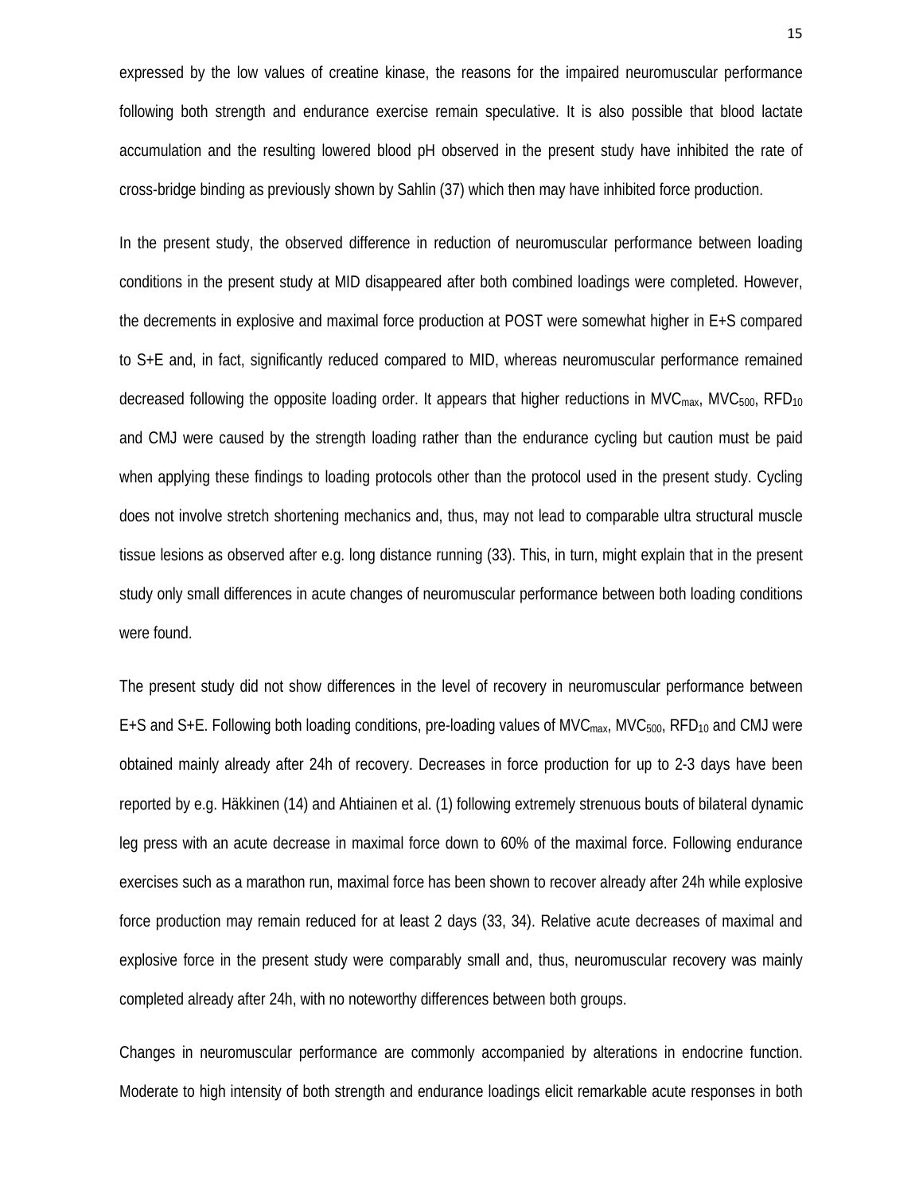expressed by the low values of creatine kinase, the reasons for the impaired neuromuscular performance following both strength and endurance exercise remain speculative. It is also possible that blood lactate accumulation and the resulting lowered blood pH observed in the present study have inhibited the rate of cross-bridge binding as previously shown by Sahlin (37) which then may have inhibited force production.

In the present study, the observed difference in reduction of neuromuscular performance between loading conditions in the present study at MID disappeared after both combined loadings were completed. However, the decrements in explosive and maximal force production at POST were somewhat higher in E+S compared to S+E and, in fact, significantly reduced compared to MID, whereas neuromuscular performance remained decreased following the opposite loading order. It appears that higher reductions in $MVC_{max}$, $MVC_{500}$, $RFD_{10}$ and CMJ were caused by the strength loading rather than the endurance cycling but caution must be paid when applying these findings to loading protocols other than the protocol used in the present study. Cycling does not involve stretch shortening mechanics and, thus, may not lead to comparable ultra structural muscle tissue lesions as observed after e.g. long distance running (33). This, in turn, might explain that in the present study only small differences in acute changes of neuromuscular performance between both loading conditions were found.

The present study did not show differences in the level of recovery in neuromuscular performance between E+S and S+E. Following both loading conditions, pre-loading values of $MVC_{max}$, $MVC_{500}$, $RFD_{10}$ and CMJ were obtained mainly already after 24h of recovery. Decreases in force production for up to 2-3 days have been reported by e.g. Häkkinen (14) and Ahtiainen et al. (1) following extremely strenuous bouts of bilateral dynamic leg press with an acute decrease in maximal force down to 60% of the maximal force. Following endurance exercises such as a marathon run, maximal force has been shown to recover already after 24h while explosive force production may remain reduced for at least 2 days (33, 34). Relative acute decreases of maximal and explosive force in the present study were comparably small and, thus, neuromuscular recovery was mainly completed already after 24h, with no noteworthy differences between both groups.

Changes in neuromuscular performance are commonly accompanied by alterations in endocrine function. Moderate to high intensity of both strength and endurance loadings elicit remarkable acute responses in both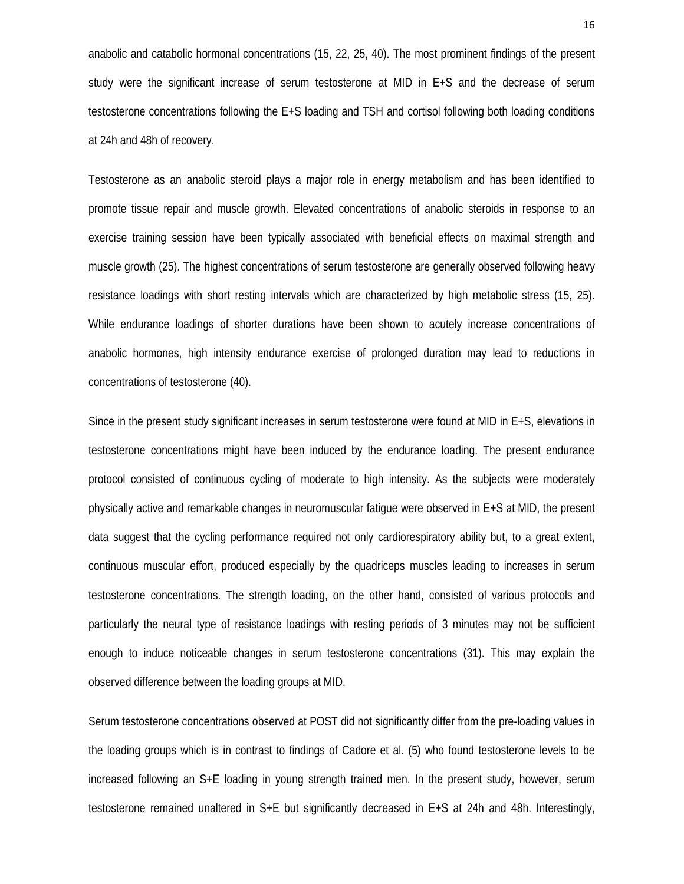anabolic and catabolic hormonal concentrations (15, 22, 25, 40). The most prominent findings of the present study were the significant increase of serum testosterone at MID in E+S and the decrease of serum testosterone concentrations following the E+S loading and TSH and cortisol following both loading conditions at 24h and 48h of recovery.

Testosterone as an anabolic steroid plays a major role in energy metabolism and has been identified to promote tissue repair and muscle growth. Elevated concentrations of anabolic steroids in response to an exercise training session have been typically associated with beneficial effects on maximal strength and muscle growth (25). The highest concentrations of serum testosterone are generally observed following heavy resistance loadings with short resting intervals which are characterized by high metabolic stress (15, 25). While endurance loadings of shorter durations have been shown to acutely increase concentrations of anabolic hormones, high intensity endurance exercise of prolonged duration may lead to reductions in concentrations of testosterone (40).

Since in the present study significant increases in serum testosterone were found at MID in E+S, elevations in testosterone concentrations might have been induced by the endurance loading. The present endurance protocol consisted of continuous cycling of moderate to high intensity. As the subjects were moderately physically active and remarkable changes in neuromuscular fatigue were observed in E+S at MID, the present data suggest that the cycling performance required not only cardiorespiratory ability but, to a great extent, continuous muscular effort, produced especially by the quadriceps muscles leading to increases in serum testosterone concentrations. The strength loading, on the other hand, consisted of various protocols and particularly the neural type of resistance loadings with resting periods of 3 minutes may not be sufficient enough to induce noticeable changes in serum testosterone concentrations (31). This may explain the observed difference between the loading groups at MID.

Serum testosterone concentrations observed at POST did not significantly differ from the pre-loading values in the loading groups which is in contrast to findings of Cadore et al. (5) who found testosterone levels to be increased following an S+E loading in young strength trained men. In the present study, however, serum testosterone remained unaltered in S+E but significantly decreased in E+S at 24h and 48h. Interestingly,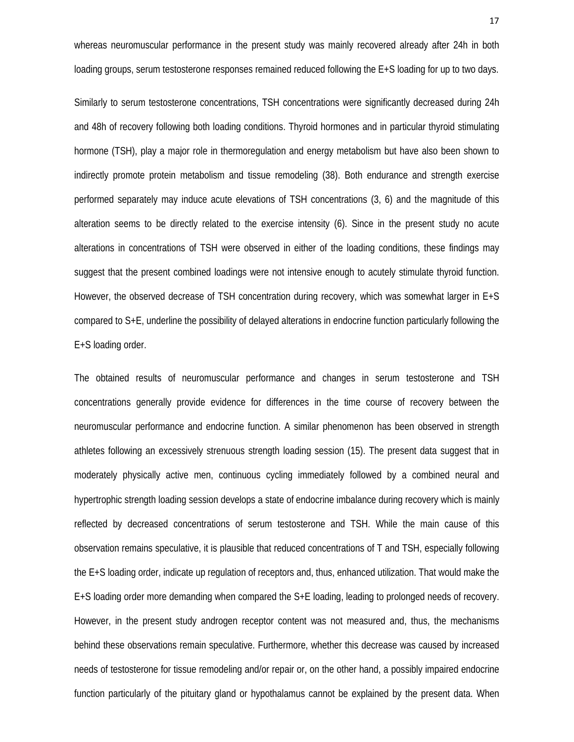whereas neuromuscular performance in the present study was mainly recovered already after 24h in both loading groups, serum testosterone responses remained reduced following the E+S loading for up to two days.

Similarly to serum testosterone concentrations, TSH concentrations were significantly decreased during 24h and 48h of recovery following both loading conditions. Thyroid hormones and in particular thyroid stimulating hormone (TSH), play a major role in thermoregulation and energy metabolism but have also been shown to indirectly promote protein metabolism and tissue remodeling (38). Both endurance and strength exercise performed separately may induce acute elevations of TSH concentrations (3, 6) and the magnitude of this alteration seems to be directly related to the exercise intensity (6). Since in the present study no acute alterations in concentrations of TSH were observed in either of the loading conditions, these findings may suggest that the present combined loadings were not intensive enough to acutely stimulate thyroid function. However, the observed decrease of TSH concentration during recovery, which was somewhat larger in E+S compared to S+E, underline the possibility of delayed alterations in endocrine function particularly following the E+S loading order.

The obtained results of neuromuscular performance and changes in serum testosterone and TSH concentrations generally provide evidence for differences in the time course of recovery between the neuromuscular performance and endocrine function. A similar phenomenon has been observed in strength athletes following an excessively strenuous strength loading session (15). The present data suggest that in moderately physically active men, continuous cycling immediately followed by a combined neural and hypertrophic strength loading session develops a state of endocrine imbalance during recovery which is mainly reflected by decreased concentrations of serum testosterone and TSH. While the main cause of this observation remains speculative, it is plausible that reduced concentrations of T and TSH, especially following the E+S loading order, indicate up regulation of receptors and, thus, enhanced utilization. That would make the E+S loading order more demanding when compared the S+E loading, leading to prolonged needs of recovery. However, in the present study androgen receptor content was not measured and, thus, the mechanisms behind these observations remain speculative. Furthermore, whether this decrease was caused by increased needs of testosterone for tissue remodeling and/or repair or, on the other hand, a possibly impaired endocrine function particularly of the pituitary gland or hypothalamus cannot be explained by the present data. When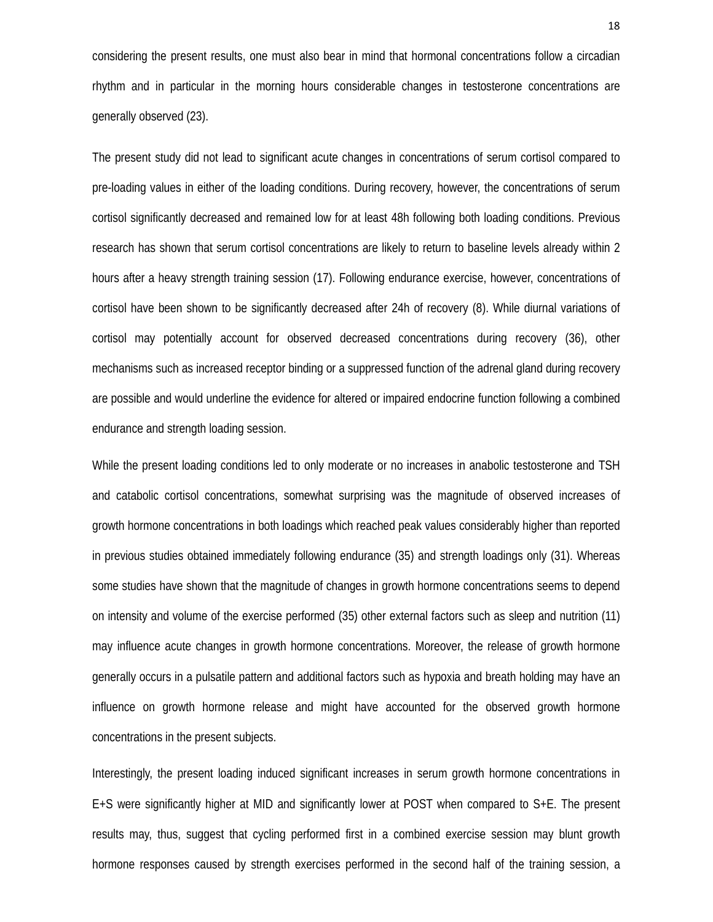considering the present results, one must also bear in mind that hormonal concentrations follow a circadian rhythm and in particular in the morning hours considerable changes in testosterone concentrations are generally observed (23).

The present study did not lead to significant acute changes in concentrations of serum cortisol compared to pre-loading values in either of the loading conditions. During recovery, however, the concentrations of serum cortisol significantly decreased and remained low for at least 48h following both loading conditions. Previous research has shown that serum cortisol concentrations are likely to return to baseline levels already within 2 hours after a heavy strength training session (17). Following endurance exercise, however, concentrations of cortisol have been shown to be significantly decreased after 24h of recovery (8). While diurnal variations of cortisol may potentially account for observed decreased concentrations during recovery (36), other mechanisms such as increased receptor binding or a suppressed function of the adrenal gland during recovery are possible and would underline the evidence for altered or impaired endocrine function following a combined endurance and strength loading session.

While the present loading conditions led to only moderate or no increases in anabolic testosterone and TSH and catabolic cortisol concentrations, somewhat surprising was the magnitude of observed increases of growth hormone concentrations in both loadings which reached peak values considerably higher than reported in previous studies obtained immediately following endurance (35) and strength loadings only (31). Whereas some studies have shown that the magnitude of changes in growth hormone concentrations seems to depend on intensity and volume of the exercise performed (35) other external factors such as sleep and nutrition (11) may influence acute changes in growth hormone concentrations. Moreover, the release of growth hormone generally occurs in a pulsatile pattern and additional factors such as hypoxia and breath holding may have an influence on growth hormone release and might have accounted for the observed growth hormone concentrations in the present subjects.

Interestingly, the present loading induced significant increases in serum growth hormone concentrations in E+S were significantly higher at MID and significantly lower at POST when compared to S+E. The present results may, thus, suggest that cycling performed first in a combined exercise session may blunt growth hormone responses caused by strength exercises performed in the second half of the training session, a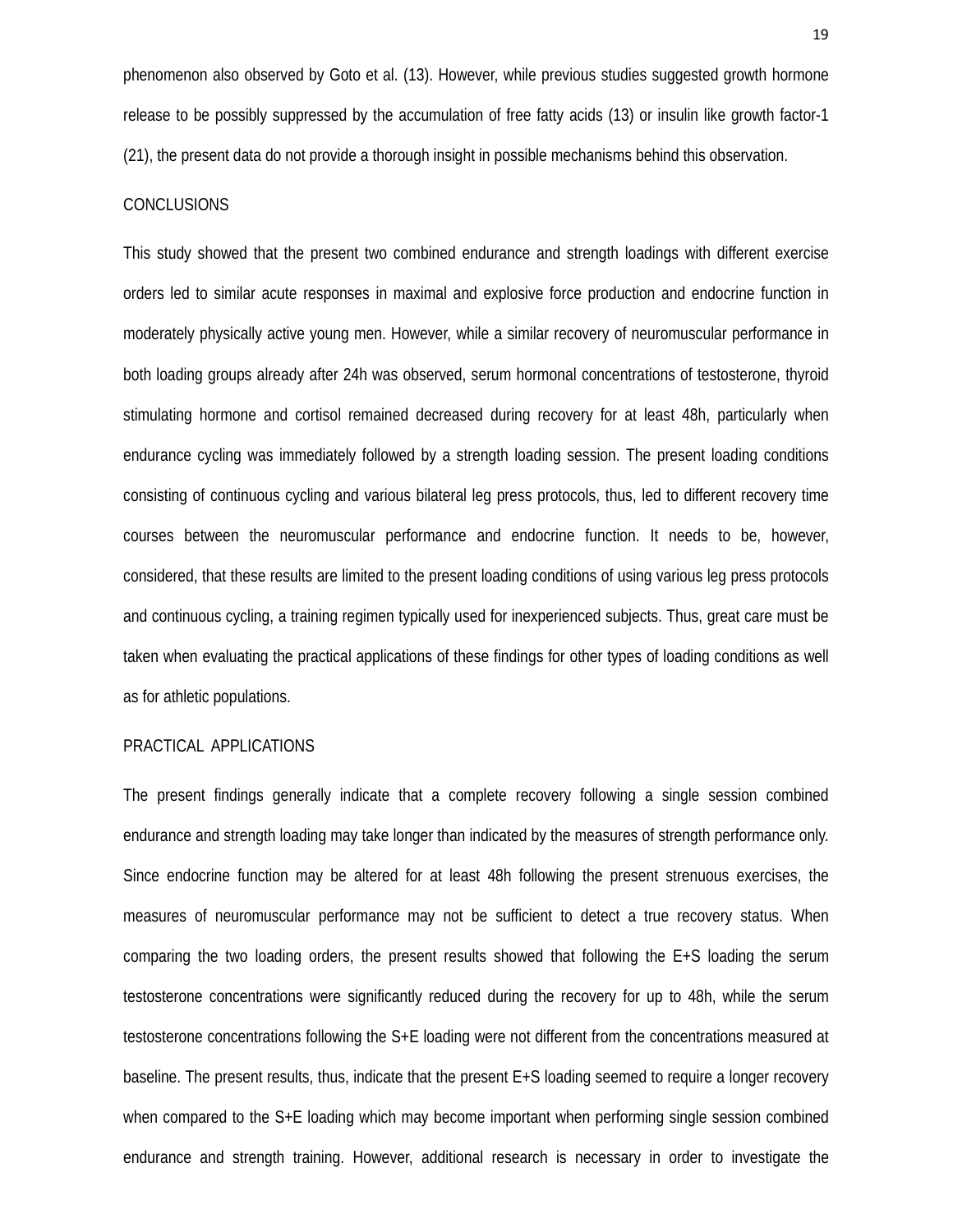phenomenon also observed by Goto et al. (13). However, while previous studies suggested growth hormone release to be possibly suppressed by the accumulation of free fatty acids (13) or insulin like growth factor-1 (21), the present data do not provide a thorough insight in possible mechanisms behind this observation.

## CONCLUSIONS

This study showed that the present two combined endurance and strength loadings with different exercise orders led to similar acute responses in maximal and explosive force production and endocrine function in moderately physically active young men. However, while a similar recovery of neuromuscular performance in both loading groups already after 24h was observed, serum hormonal concentrations of testosterone, thyroid stimulating hormone and cortisol remained decreased during recovery for at least 48h, particularly when endurance cycling was immediately followed by a strength loading session. The present loading conditions consisting of continuous cycling and various bilateral leg press protocols, thus, led to different recovery time courses between the neuromuscular performance and endocrine function. It needs to be, however, considered, that these results are limited to the present loading conditions of using various leg press protocols and continuous cycling, a training regimen typically used for inexperienced subjects. Thus, great care must be taken when evaluating the practical applications of these findings for other types of loading conditions as well as for athletic populations.

## PRACTICAL APPLICATIONS

The present findings generally indicate that a complete recovery following a single session combined endurance and strength loading may take longer than indicated by the measures of strength performance only. Since endocrine function may be altered for at least 48h following the present strenuous exercises, the measures of neuromuscular performance may not be sufficient to detect a true recovery status. When comparing the two loading orders, the present results showed that following the E+S loading the serum testosterone concentrations were significantly reduced during the recovery for up to 48h, while the serum testosterone concentrations following the S+E loading were not different from the concentrations measured at baseline. The present results, thus, indicate that the present E+S loading seemed to require a longer recovery when compared to the S+E loading which may become important when performing single session combined endurance and strength training. However, additional research is necessary in order to investigate the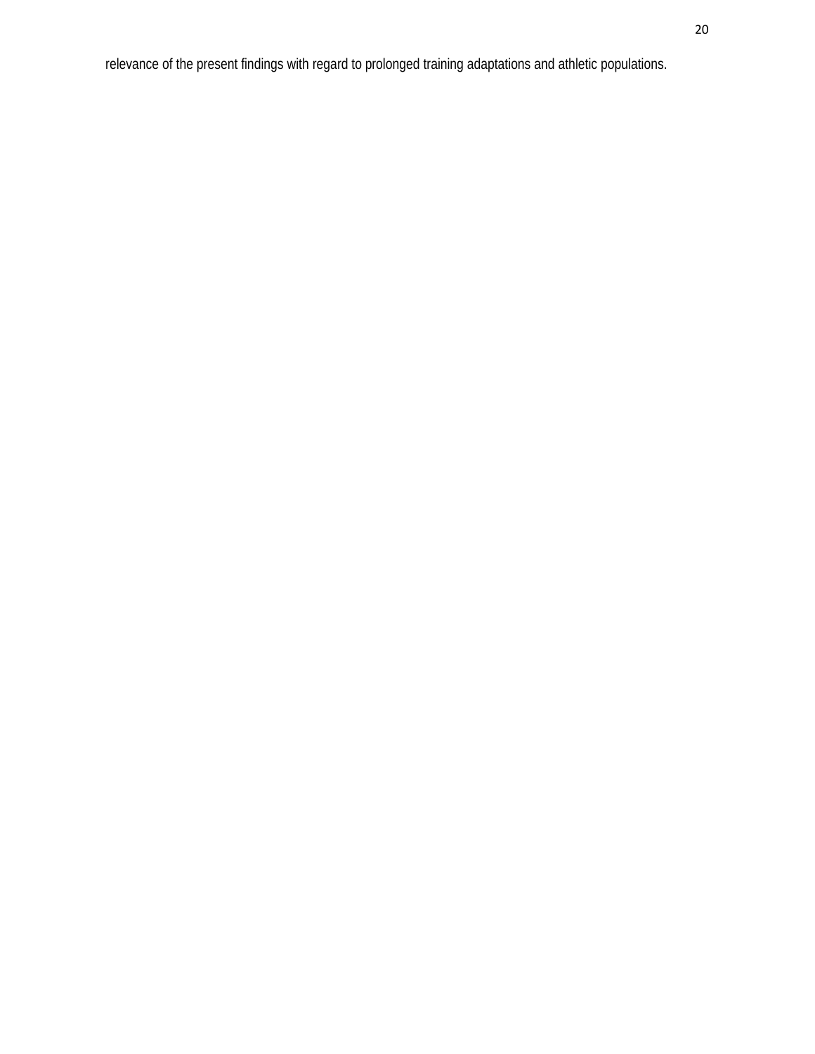relevance of the present findings with regard to prolonged training adaptations and athletic populations.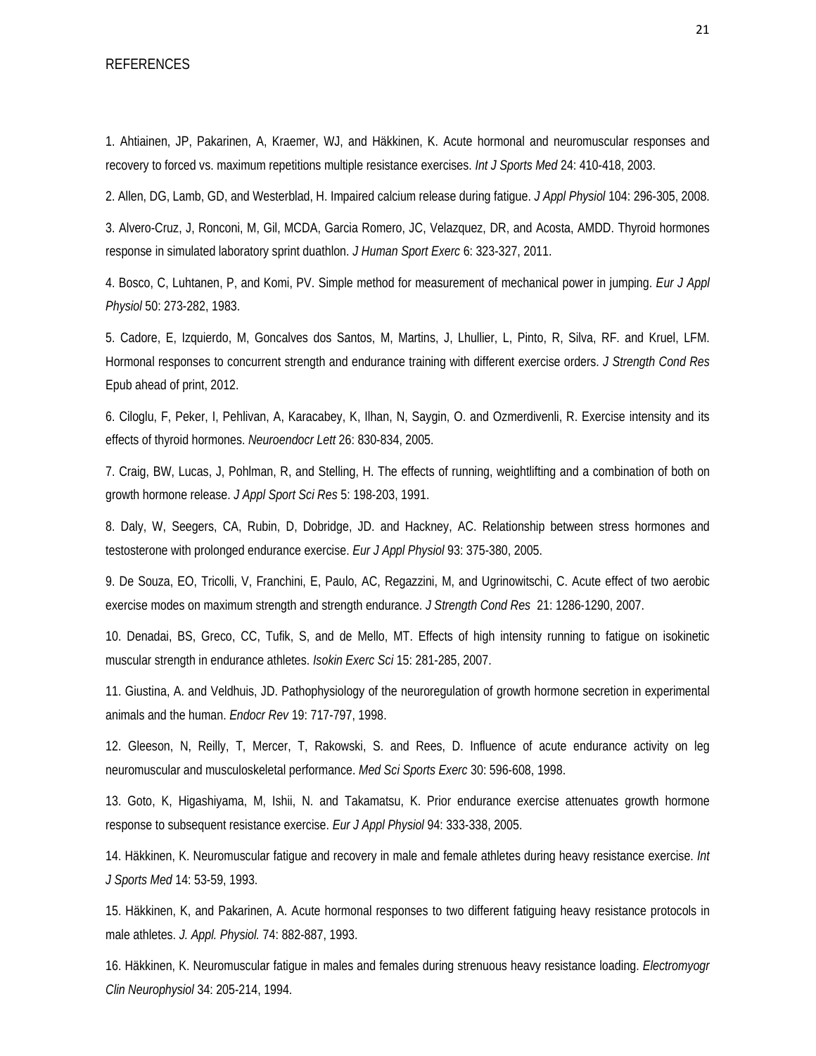REFERENCES

1. Ahtiainen, JP, Pakarinen, A, Kraemer, WJ, and Häkkinen, K. Acute hormonal and neuromuscular responses and recovery to forced vs. maximum repetitions multiple resistance exercises. *Int J Sports Med* 24: 410-418, 2003.

2. Allen, DG, Lamb, GD, and Westerblad, H. Impaired calcium release during fatigue. *J Appl Physiol* 104: 296-305, 2008.

3. Alvero-Cruz, J, Ronconi, M, Gil, MCDA, Garcia Romero, JC, Velazquez, DR, and Acosta, AMDD. Thyroid hormones response in simulated laboratory sprint duathlon. *J Human Sport Exerc* 6: 323-327, 2011.

4. Bosco, C, Luhtanen, P, and Komi, PV. Simple method for measurement of mechanical power in jumping. *Eur J Appl Physiol* 50: 273-282, 1983.

5. Cadore, E, Izquierdo, M, Goncalves dos Santos, M, Martins, J, Lhullier, L, Pinto, R, Silva, RF. and Kruel, LFM. Hormonal responses to concurrent strength and endurance training with different exercise orders. *J Strength Cond Res* Epub ahead of print, 2012.

6. Ciloglu, F, Peker, I, Pehlivan, A, Karacabey, K, Ilhan, N, Saygin, O. and Ozmerdivenli, R. Exercise intensity and its effects of thyroid hormones. *Neuroendocr Lett* 26: 830-834, 2005.

7. Craig, BW, Lucas, J, Pohlman, R, and Stelling, H. The effects of running, weightlifting and a combination of both on growth hormone release. *J Appl Sport Sci Res* 5: 198-203, 1991.

8. Daly, W, Seegers, CA, Rubin, D, Dobridge, JD. and Hackney, AC. Relationship between stress hormones and testosterone with prolonged endurance exercise. *Eur J Appl Physiol* 93: 375-380, 2005.

9. De Souza, EO, Tricolli, V, Franchini, E, Paulo, AC, Regazzini, M, and Ugrinowitschi, C. Acute effect of two aerobic exercise modes on maximum strength and strength endurance. *J Strength Cond Res* 21: 1286-1290, 2007.

10. Denadai, BS, Greco, CC, Tufik, S, and de Mello, MT. Effects of high intensity running to fatigue on isokinetic muscular strength in endurance athletes. *Isokin Exerc Sci* 15: 281-285, 2007.

11. Giustina, A. and Veldhuis, JD. Pathophysiology of the neuroregulation of growth hormone secretion in experimental animals and the human. *Endocr Rev* 19: 717-797, 1998.

12. Gleeson, N, Reilly, T, Mercer, T, Rakowski, S. and Rees, D. Influence of acute endurance activity on leg neuromuscular and musculoskeletal performance. *Med Sci Sports Exerc* 30: 596-608, 1998.

13. Goto, K, Higashiyama, M, Ishii, N. and Takamatsu, K. Prior endurance exercise attenuates growth hormone response to subsequent resistance exercise. *Eur J Appl Physiol* 94: 333-338, 2005.

14. Häkkinen, K. Neuromuscular fatigue and recovery in male and female athletes during heavy resistance exercise. *Int J Sports Med* 14: 53-59, 1993.

15. Häkkinen, K, and Pakarinen, A. Acute hormonal responses to two different fatiguing heavy resistance protocols in male athletes. *J. Appl. Physiol.* 74: 882-887, 1993.

16. Häkkinen, K. Neuromuscular fatigue in males and females during strenuous heavy resistance loading. *Electromyogr Clin Neurophysiol* 34: 205-214, 1994.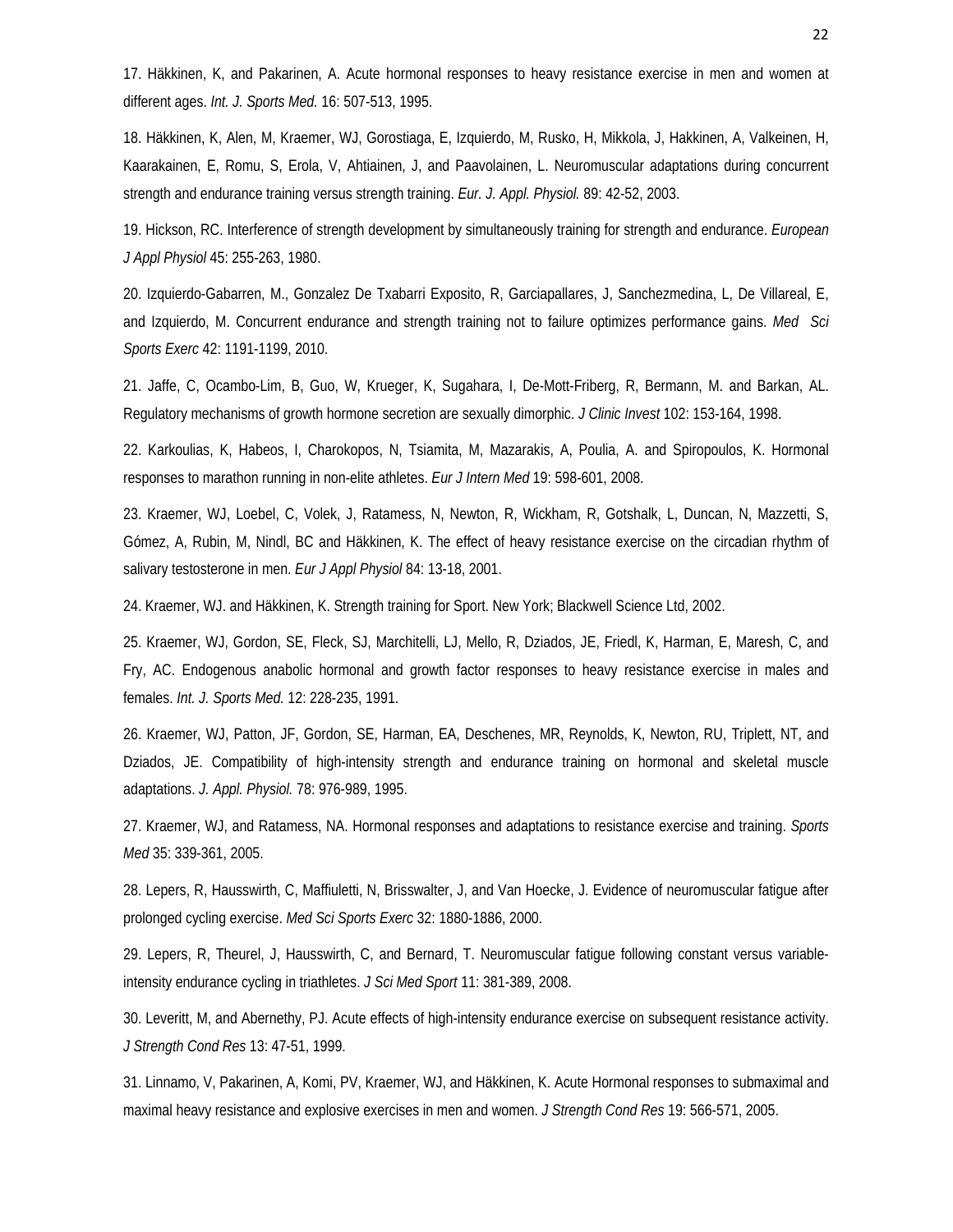17. Häkkinen, K, and Pakarinen, A. Acute hormonal responses to heavy resistance exercise in men and women at different ages. *Int. J. Sports Med.* 16: 507-513, 1995.

18. Häkkinen, K, Alen, M, Kraemer, WJ, Gorostiaga, E, Izquierdo, M, Rusko, H, Mikkola, J, Hakkinen, A, Valkeinen, H, Kaarakainen, E, Romu, S, Erola, V, Ahtiainen, J, and Paavolainen, L. Neuromuscular adaptations during concurrent strength and endurance training versus strength training. *Eur. J. Appl. Physiol.* 89: 42-52, 2003.

19. Hickson, RC. Interference of strength development by simultaneously training for strength and endurance. *European J Appl Physiol* 45: 255-263, 1980.

20. Izquierdo-Gabarren, M., Gonzalez De Txabarri Exposito, R, Garciapallares, J, Sanchezmedina, L, De Villareal, E, and Izquierdo, M. Concurrent endurance and strength training not to failure optimizes performance gains. *Med Sci Sports Exerc* 42: 1191-1199, 2010.

21. Jaffe, C, Ocambo-Lim, B, Guo, W, Krueger, K, Sugahara, I, De-Mott-Friberg, R, Bermann, M. and Barkan, AL. Regulatory mechanisms of growth hormone secretion are sexually dimorphic. *J Clinic Invest* 102: 153-164, 1998.

22. Karkoulias, K, Habeos, I, Charokopos, N, Tsiamita, M, Mazarakis, A, Poulia, A. and Spiropoulos, K. Hormonal responses to marathon running in non-elite athletes. *Eur J Intern Med* 19: 598-601, 2008.

23. Kraemer, WJ, Loebel, C, Volek, J, Ratamess, N, Newton, R, Wickham, R, Gotshalk, L, Duncan, N, Mazzetti, S, Gómez, A, Rubin, M, Nindl, BC and Häkkinen, K. The effect of heavy resistance exercise on the circadian rhythm of salivary testosterone in men. *Eur J Appl Physiol* 84: 13-18, 2001.

24. Kraemer, WJ. and Häkkinen, K. Strength training for Sport. New York; Blackwell Science Ltd, 2002.

25. Kraemer, WJ, Gordon, SE, Fleck, SJ, Marchitelli, LJ, Mello, R, Dziados, JE, Friedl, K, Harman, E, Maresh, C, and Fry, AC. Endogenous anabolic hormonal and growth factor responses to heavy resistance exercise in males and females. *Int. J. Sports Med.* 12: 228-235, 1991.

26. Kraemer, WJ, Patton, JF, Gordon, SE, Harman, EA, Deschenes, MR, Reynolds, K, Newton, RU, Triplett, NT, and Dziados, JE. Compatibility of high-intensity strength and endurance training on hormonal and skeletal muscle adaptations. *J. Appl. Physiol.* 78: 976-989, 1995.

27. Kraemer, WJ, and Ratamess, NA. Hormonal responses and adaptations to resistance exercise and training. *Sports Med* 35: 339-361, 2005.

28. Lepers, R, Hausswirth, C, Maffiuletti, N, Brisswalter, J, and Van Hoecke, J. Evidence of neuromuscular fatigue after prolonged cycling exercise. *Med Sci Sports Exerc* 32: 1880-1886, 2000.

29. Lepers, R, Theurel, J, Hausswirth, C, and Bernard, T. Neuromuscular fatigue following constant versus variable-intensity endurance cycling in triathletes. *J Sci Med Sport* 11: 381-389, 2008.

30. Leveritt, M, and Abernethy, PJ. Acute effects of high-intensity endurance exercise on subsequent resistance activity. *J Strength Cond Res* 13: 47-51, 1999.

31. Linnamo, V, Pakarinen, A, Komi, PV, Kraemer, WJ, and Häkkinen, K. Acute Hormonal responses to submaximal and maximal heavy resistance and explosive exercises in men and women. *J Strength Cond Res* 19: 566-571, 2005.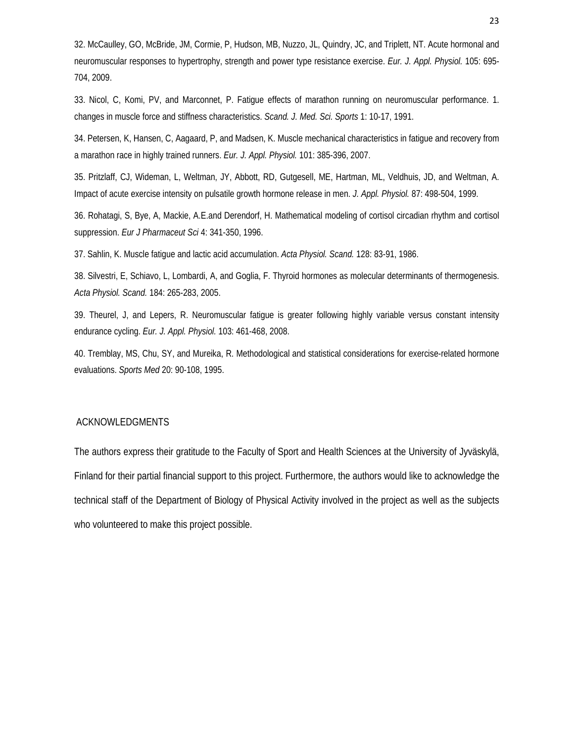32. McCaulley, GO, McBride, JM, Cormie, P, Hudson, MB, Nuzzo, JL, Quindry, JC, and Triplett, NT. Acute hormonal and neuromuscular responses to hypertrophy, strength and power type resistance exercise. *Eur. J. Appl. Physiol.* 105: 695-704, 2009.

33. Nicol, C, Komi, PV, and Marconnet, P. Fatigue effects of marathon running on neuromuscular performance. 1. changes in muscle force and stiffness characteristics. *Scand. J. Med. Sci. Sports* 1: 10-17, 1991.

34. Petersen, K, Hansen, C, Aagaard, P, and Madsen, K. Muscle mechanical characteristics in fatigue and recovery from a marathon race in highly trained runners. *Eur. J. Appl. Physiol.* 101: 385-396, 2007.

35. Pritzlaff, CJ, Wideman, L, Weltman, JY, Abbott, RD, Gutgesell, ME, Hartman, ML, Veldhuis, JD, and Weltman, A. Impact of acute exercise intensity on pulsatile growth hormone release in men. *J. Appl. Physiol.* 87: 498-504, 1999.

36. Rohatagi, S, Bye, A, Mackie, A.E.and Derendorf, H. Mathematical modeling of cortisol circadian rhythm and cortisol suppression. *Eur J Pharmaceut Sci* 4: 341-350, 1996.

37. Sahlin, K. Muscle fatigue and lactic acid accumulation. *Acta Physiol. Scand.* 128: 83-91, 1986.

38. Silvestri, E, Schiavo, L, Lombardi, A, and Goglia, F. Thyroid hormones as molecular determinants of thermogenesis. *Acta Physiol. Scand.* 184: 265-283, 2005.

39. Theurel, J, and Lepers, R. Neuromuscular fatigue is greater following highly variable versus constant intensity endurance cycling. *Eur. J. Appl. Physiol.* 103: 461-468, 2008.

40. Tremblay, MS, Chu, SY, and Mureika, R. Methodological and statistical considerations for exercise-related hormone evaluations. *Sports Med* 20: 90-108, 1995.

## ACKNOWLEDGMENTS

The authors express their gratitude to the Faculty of Sport and Health Sciences at the University of Jyväskylä, Finland for their partial financial support to this project. Furthermore, the authors would like to acknowledge the technical staff of the Department of Biology of Physical Activity involved in the project as well as the subjects who volunteered to make this project possible.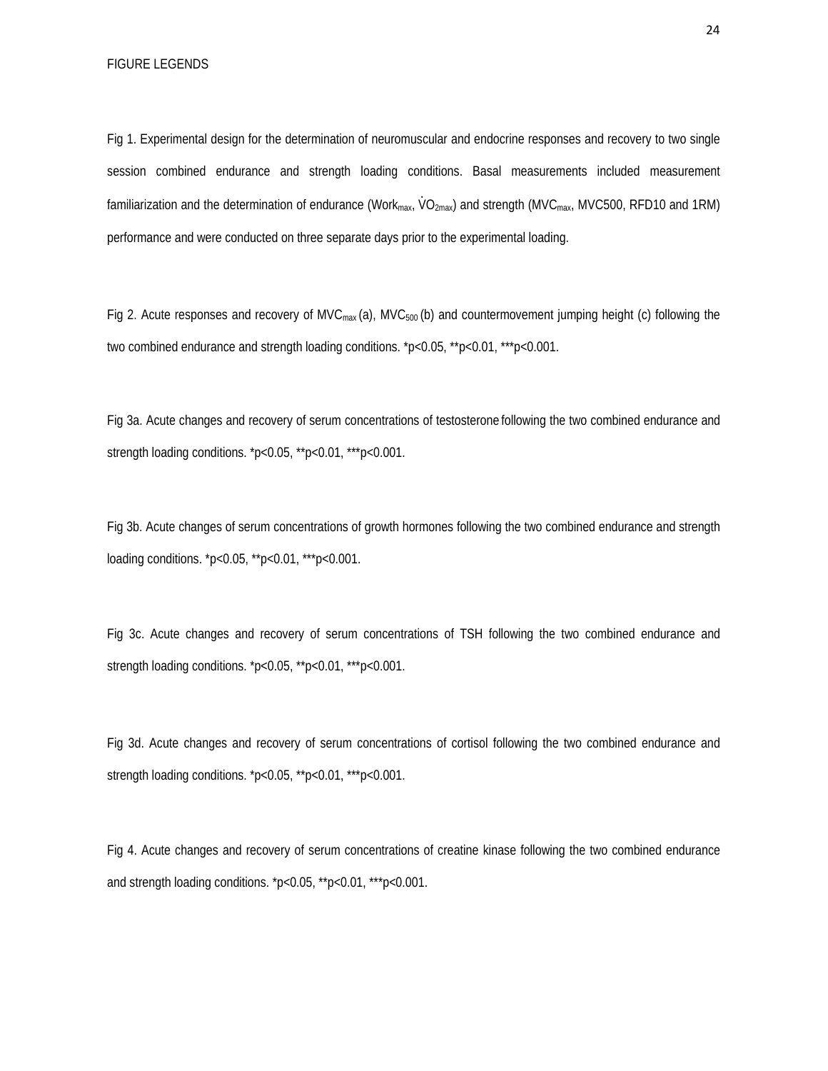FIGURE LEGENDS

Fig 1. Experimental design for the determination of neuromuscular and endocrine responses and recovery to two single session combined endurance and strength loading conditions. Basal measurements included measurement familiarization and the determination of endurance ($Work_{max}$, $\dot{V}O_{2max}$) and strength ($MVC_{max}$, MVC500, RFD10 and 1RM) performance and were conducted on three separate days prior to the experimental loading.

Fig 2. Acute responses and recovery of $MVC_{max}$ (a), $MVC_{500}$ (b) and countermovement jumping height (c) following the two combined endurance and strength loading conditions. *$p<0.05$, **$p<0.01$, ***$p<0.001$.

Fig 3a. Acute changes and recovery of serum concentrations of testosterone following the two combined endurance and strength loading conditions. *$p<0.05$, **$p<0.01$, ***$p<0.001$.

Fig 3b. Acute changes of serum concentrations of growth hormones following the two combined endurance and strength loading conditions. *$p<0.05$, **$p<0.01$, ***$p<0.001$.

Fig 3c. Acute changes and recovery of serum concentrations of TSH following the two combined endurance and strength loading conditions. *$p<0.05$, **$p<0.01$, ***$p<0.001$.

Fig 3d. Acute changes and recovery of serum concentrations of cortisol following the two combined endurance and strength loading conditions. *$p<0.05$, **$p<0.01$, ***$p<0.001$.

Fig 4. Acute changes and recovery of serum concentrations of creatine kinase following the two combined endurance and strength loading conditions. *$p<0.05$, **$p<0.01$, ***$p<0.001$.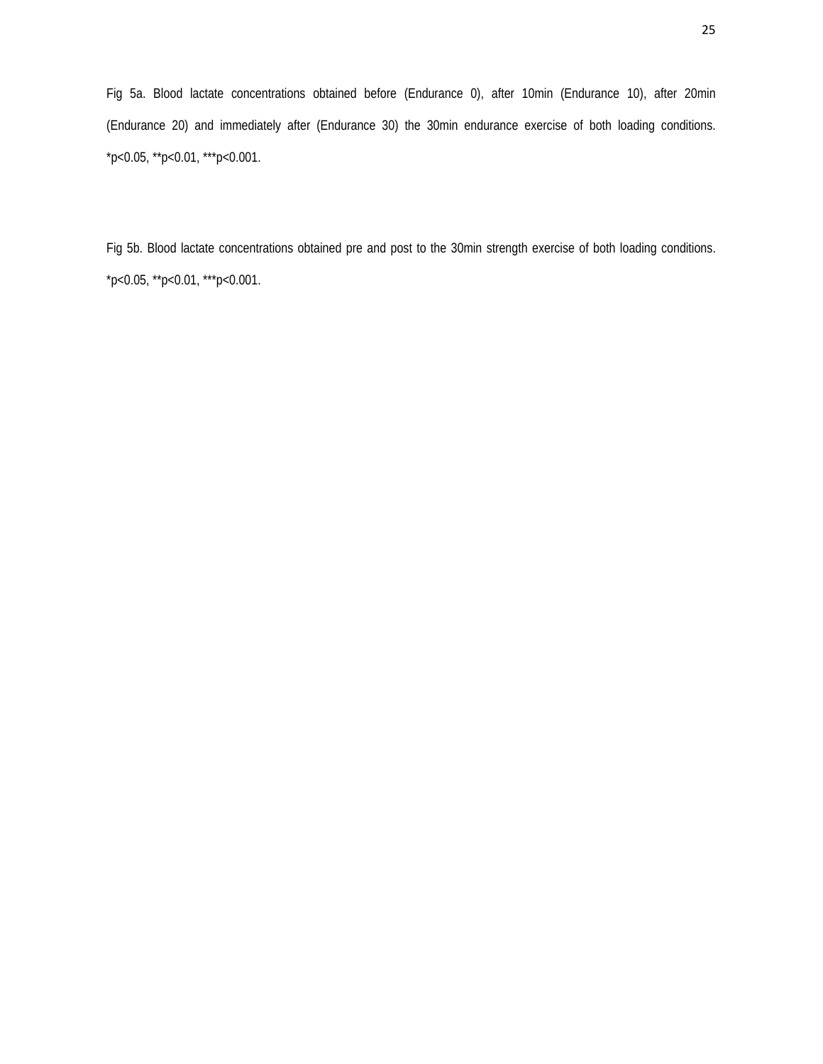Fig 5a. Blood lactate concentrations obtained before (Endurance 0), after 10min (Endurance 10), after 20min (Endurance 20) and immediately after (Endurance 30) the 30min endurance exercise of both loading conditions. *p<0.05, **p<0.01, ***p<0.001.

Fig 5b. Blood lactate concentrations obtained pre and post to the 30min strength exercise of both loading conditions. *p<0.05, **p<0.01, ***p<0.001.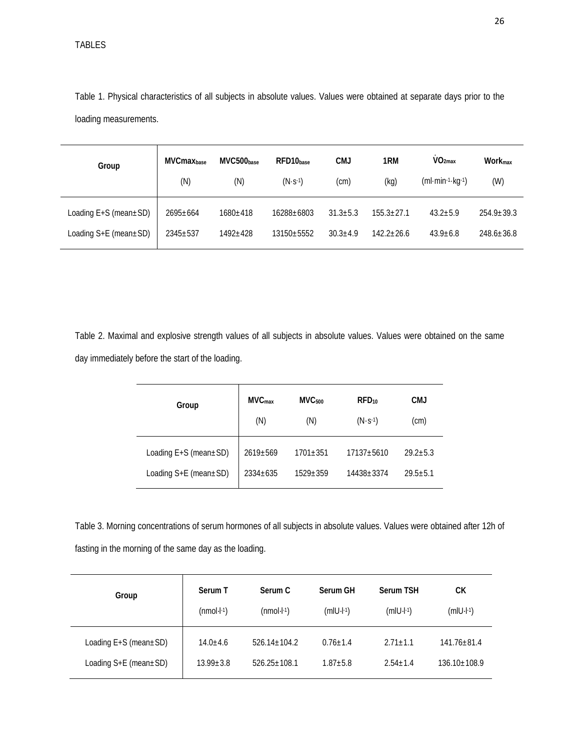TABLES

Table 1. Physical characteristics of all subjects in absolute values. Values were obtained at separate days prior to the loading measurements.

| Group | $MVCmax_{base}$ (N) | $MVC500_{base}$ (N) | $RFD10_{base}$ ($N \cdot s^{-1}$) | CMJ (cm) | 1RM (kg) | $\dot{V}O_{2max}$ ($ml \cdot min^{-1} \cdot kg^{-1}$) | $Work_{max}$ (W) |
|---|---|---|---|---|---|---|---|
| Loading E+S (mean±SD) | 2695±664 | 1680±418 | 16288±6803 | 31.3±5.3 | 155.3±27.1 | 43.2±5.9 | 254.9±39.3 |
| Loading S+E (mean±SD) | 2345±537 | 1492±428 | 13150±5552 | 30.3±4.9 | 142.2±26.6 | 43.9±6.8 | 248.6±36.8 |

Table 2. Maximal and explosive strength values of all subjects in absolute values. Values were obtained on the same day immediately before the start of the loading.

| Group | $MVC_{max}$ (N) | $MVC_{500}$ (N) | $RFD_{10}$ ($N \cdot s^{-1}$) | CMJ (cm) |
|---|---|---|---|---|
| Loading E+S (mean±SD) | 2619±569 | 1701±351 | 17137±5610 | 29.2±5.3 |
| Loading S+E (mean±SD) | 2334±635 | 1529±359 | 14438±3374 | 29.5±5.1 |

Table 3. Morning concentrations of serum hormones of all subjects in absolute values. Values were obtained after 12h of fasting in the morning of the same day as the loading.

| Group | Serum T ($nmol \cdot l^{-1}$) | Serum C ($nmol \cdot l^{-1}$) | Serum GH ($mIU \cdot l^{-1}$) | Serum TSH ($mIU \cdot l^{-1}$) | CK ($mIU \cdot l^{-1}$) |
|---|---|---|---|---|---|
| Loading E+S (mean±SD) | 14.0±4.6 | 526.14±104.2 | 0.76±1.4 | 2.71±1.1 | 141.76±81.4 |
| Loading S+E (mean±SD) | 13.99±3.8 | 526.25±108.1 | 1.87±5.8 | 2.54±1.4 | 136.10±108.9 |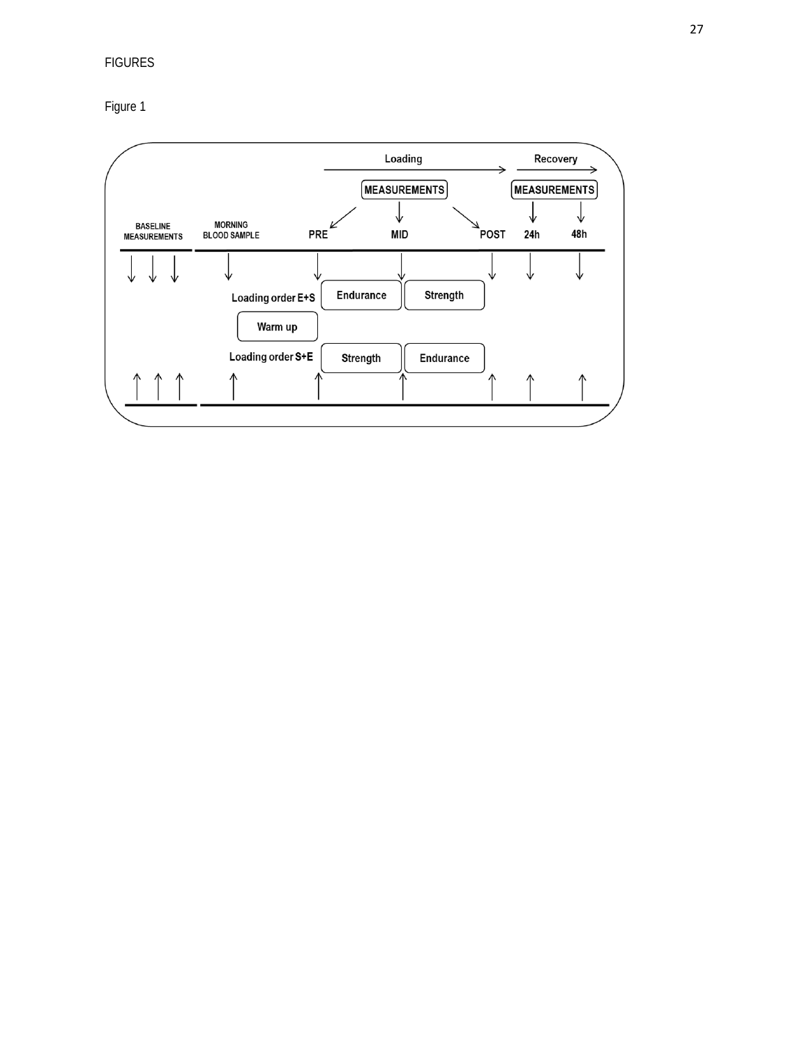FIGURES

Figure 1

Loading

Recovery

MEASUREMENTS

MEASUREMENTS

BASELINE MEASUREMENTS

MORNING BLOOD SAMPLE

PRE

MID

POST

24h

48h

Loading order E+S

Endurance

Strength

Warm up

Loading order S+E

Strength

Endurance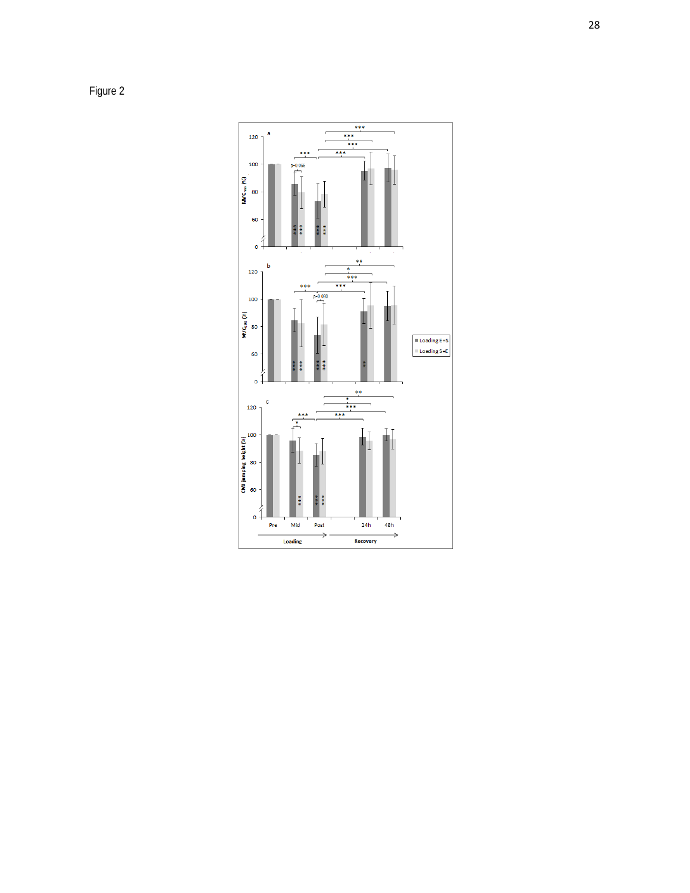Figure 2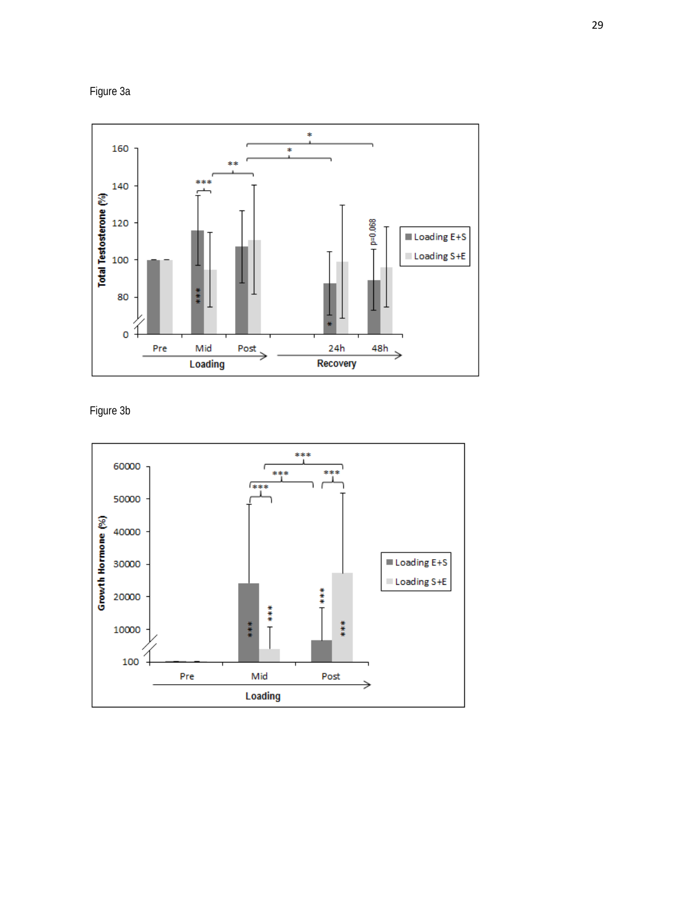Figure 3a

Figure 3b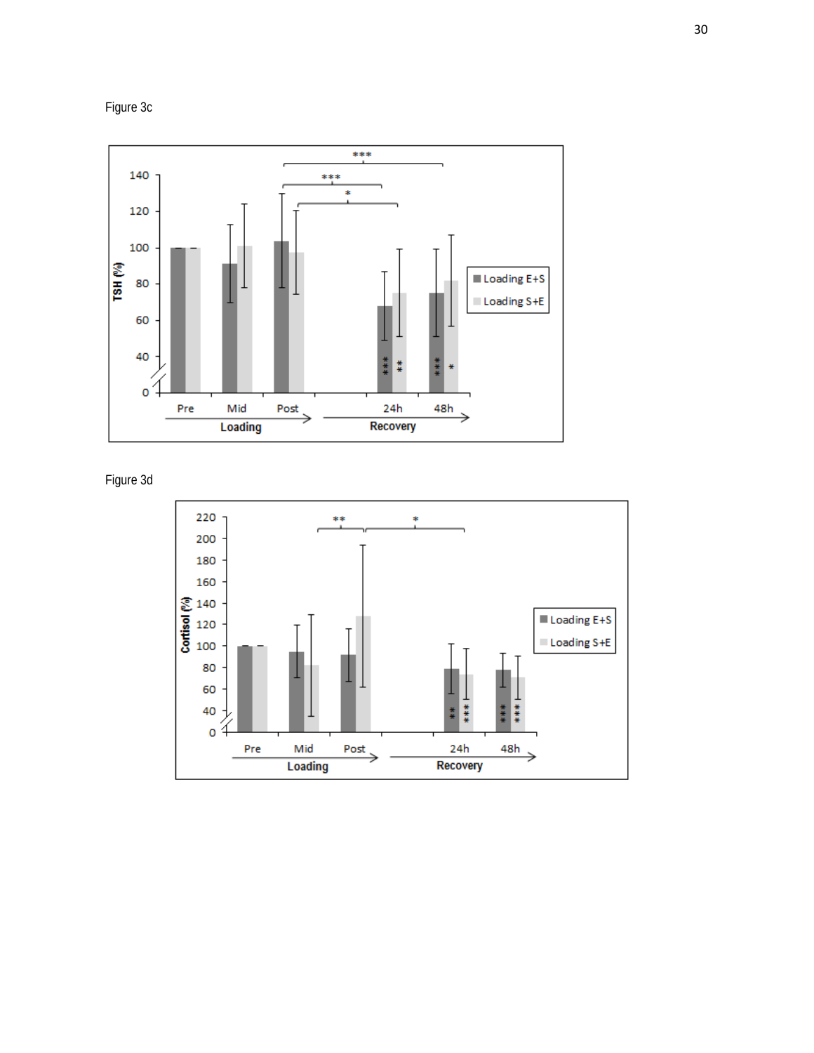Figure 3c

Figure 3d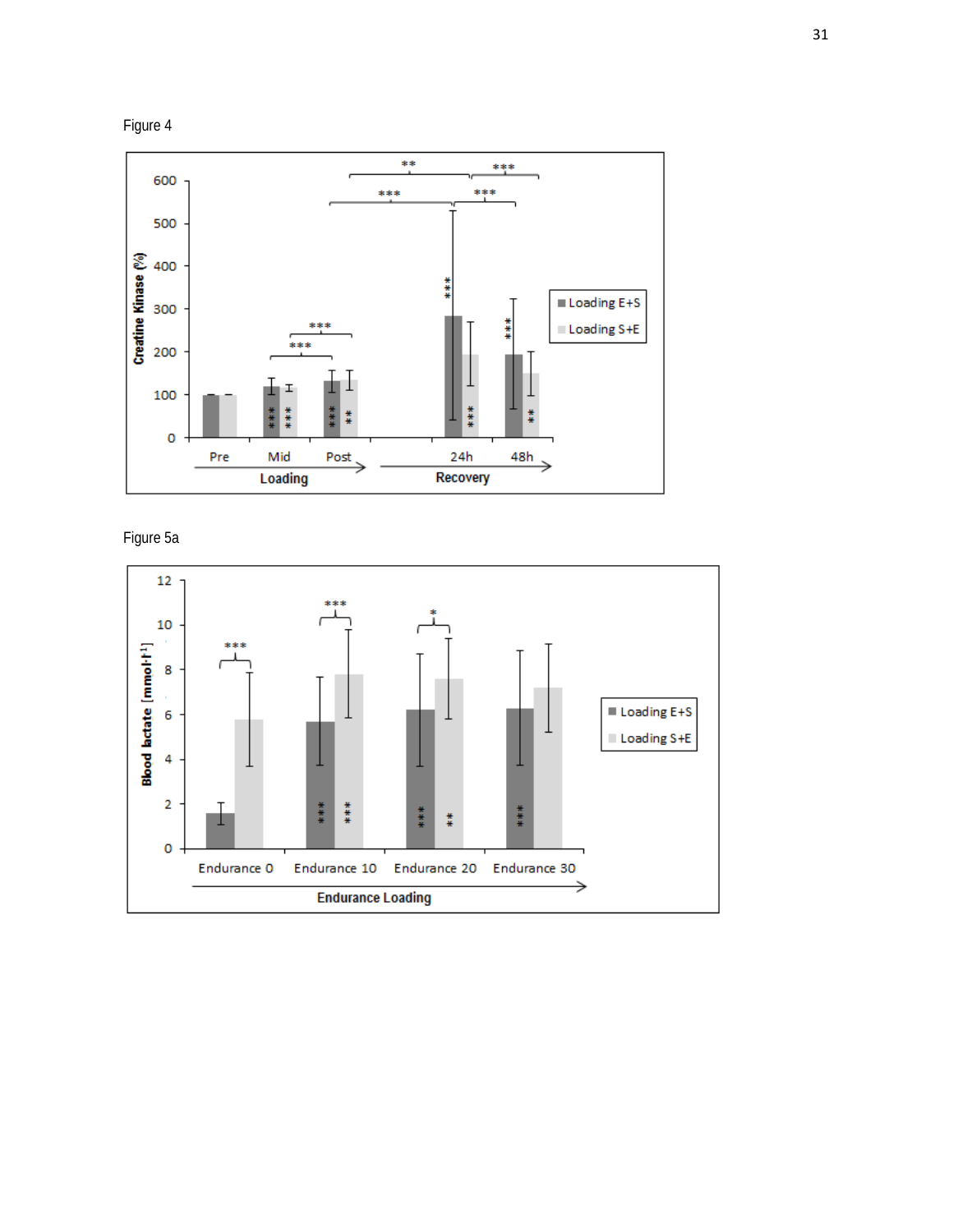Figure 4

Figure 5a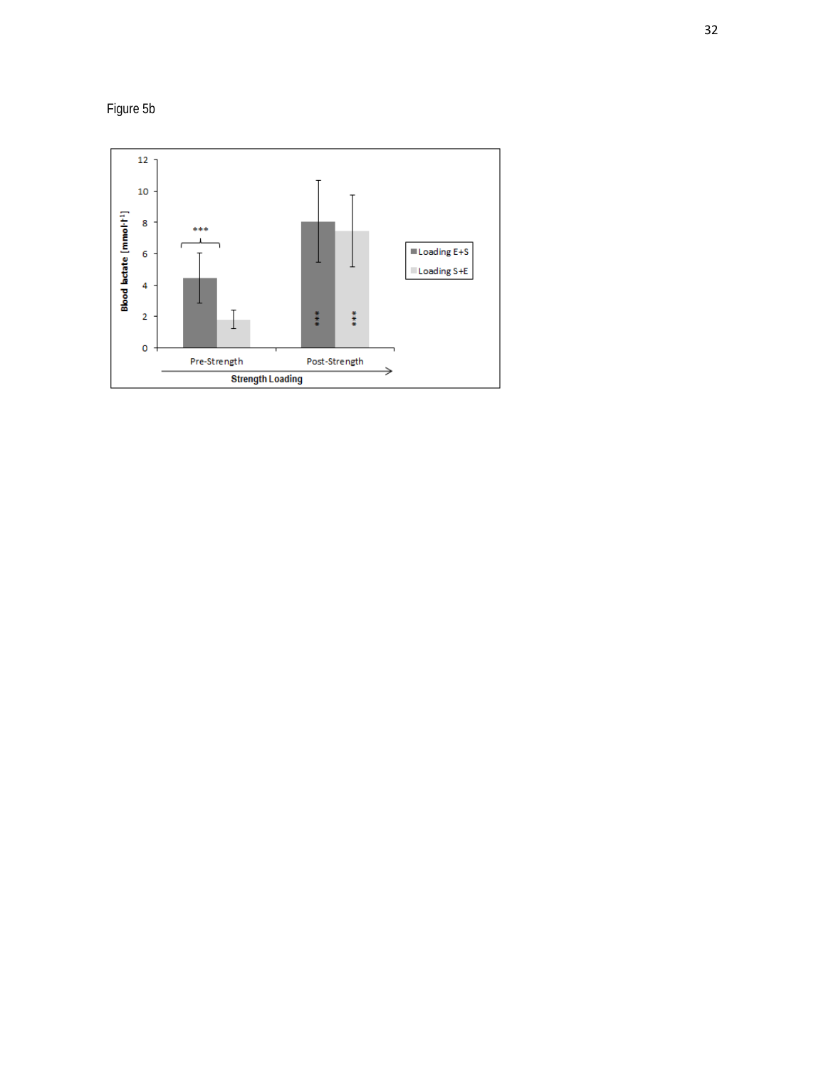Figure 5b

Blood lactate [mmol·l⁻¹]

12
10
8
6
4
2
0

***

***

***

Pre-Strength

Post-Strength

Strength Loading

Loading E+S

Loading S+E